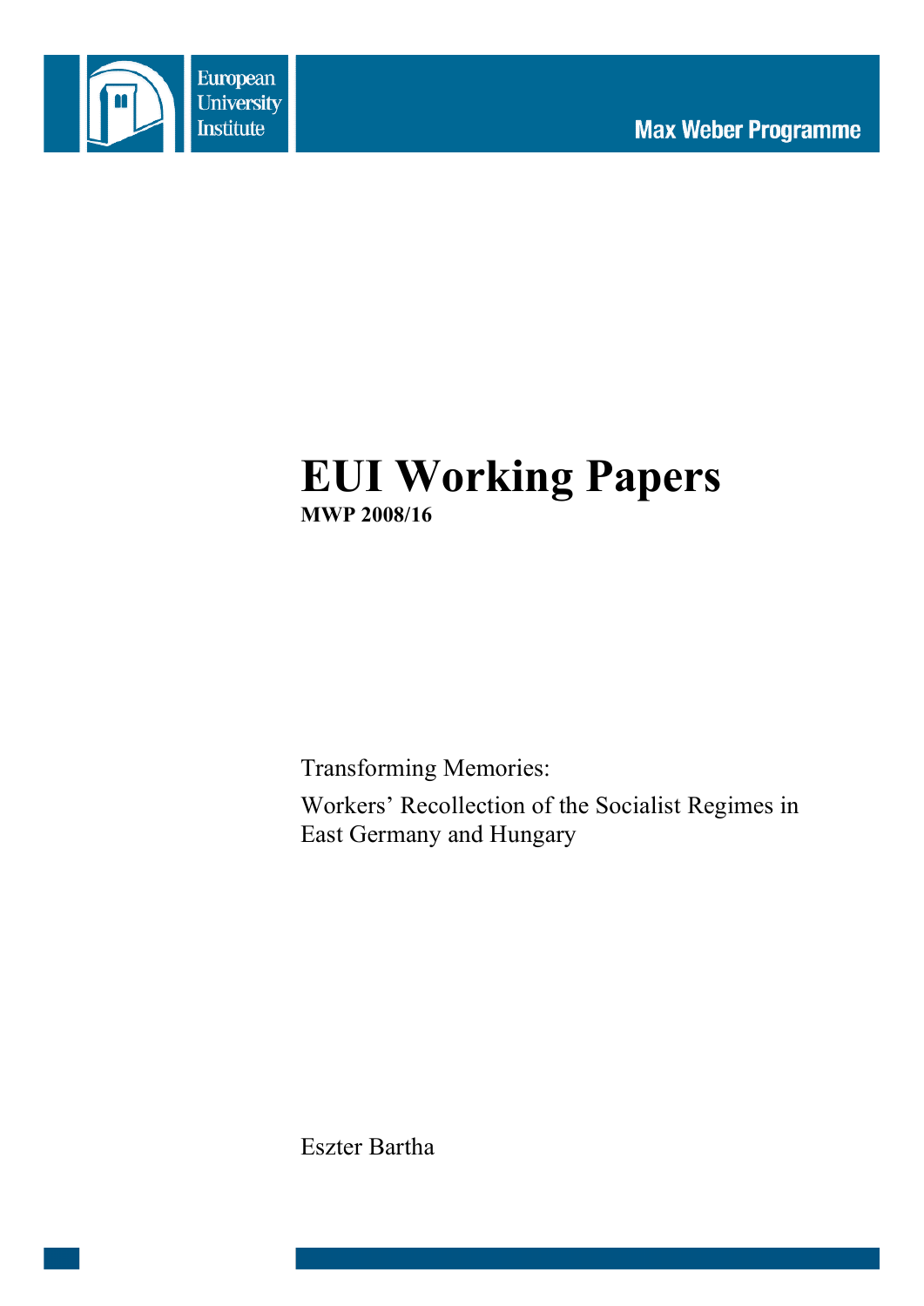European University Institute

Max Weber Programme

# EUI Working Papers

**MWP 2008/16**

Transforming Memories:

Workers' Recollection of the Socialist Regimes in East Germany and Hungary

Eszter Bartha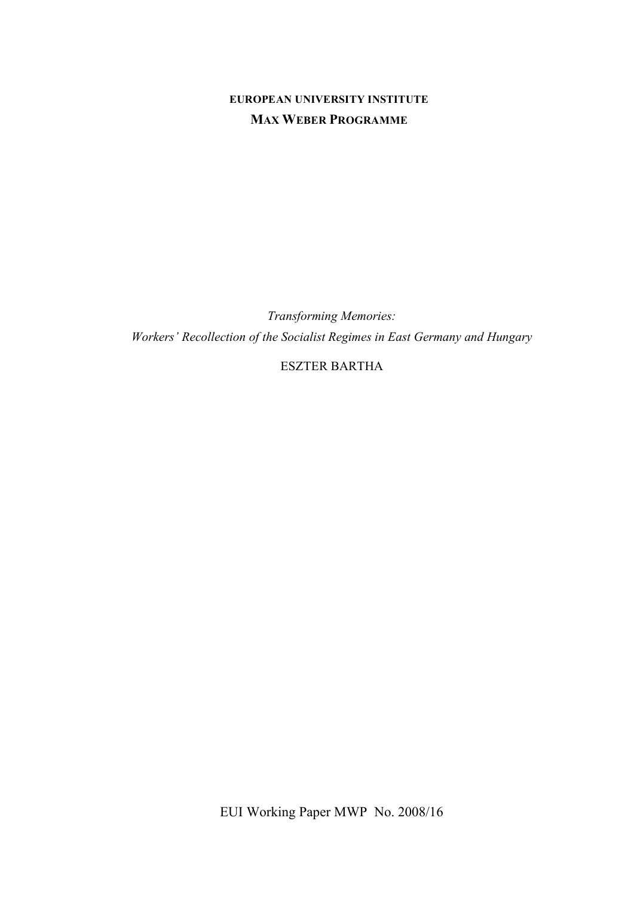**EUROPEAN UNIVERSITY INSTITUTE**

**MAX WEBER PROGRAMME**

*Transforming Memories:*

*Workers' Recollection of the Socialist Regimes in East Germany and Hungary*

ESZTER BARTHA

EUI Working Paper MWP No. 2008/16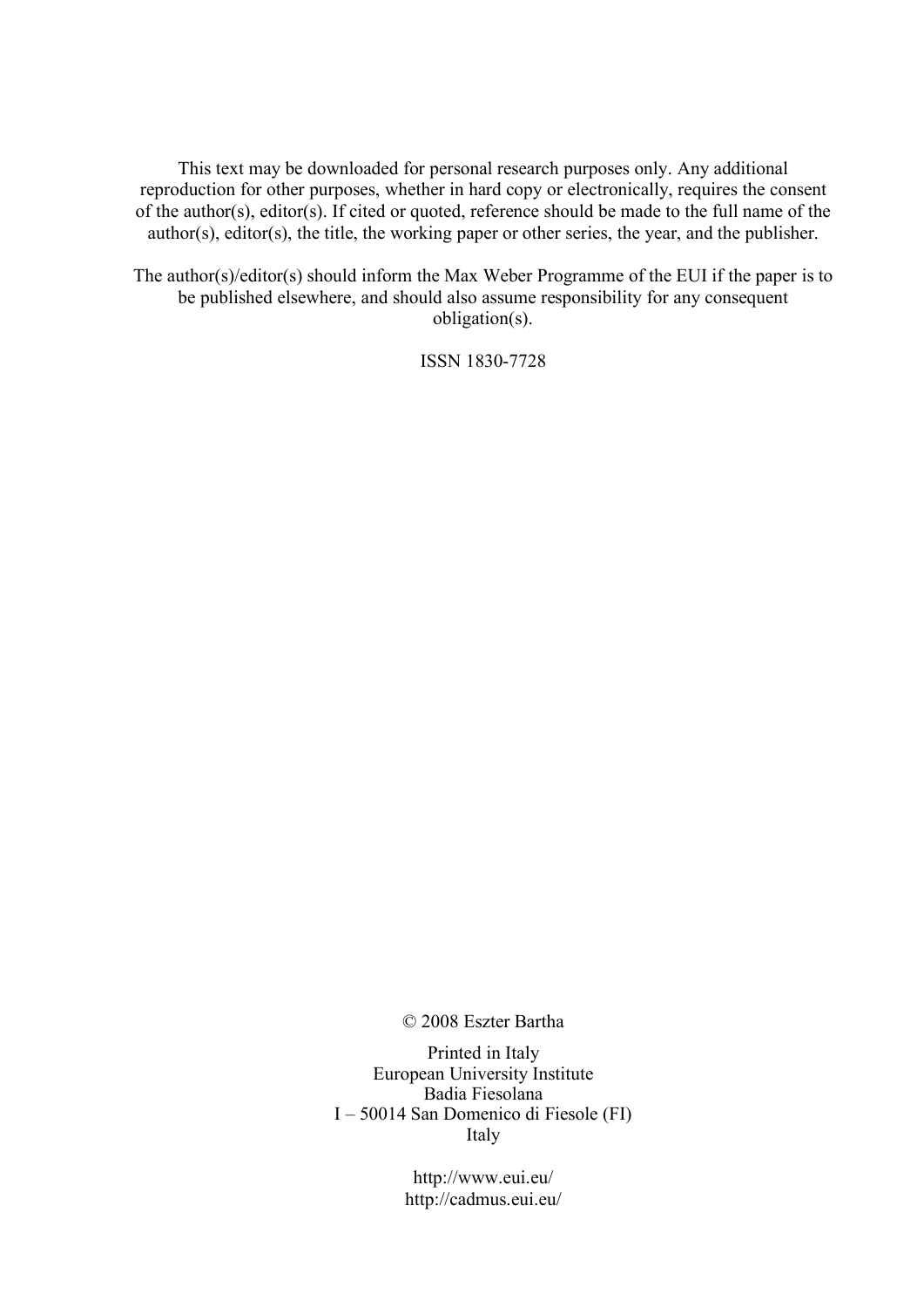This text may be downloaded for personal research purposes only. Any additional reproduction for other purposes, whether in hard copy or electronically, requires the consent of the author(s), editor(s). If cited or quoted, reference should be made to the full name of the author(s), editor(s), the title, the working paper or other series, the year, and the publisher.

The author(s)/editor(s) should inform the Max Weber Programme of the EUI if the paper is to be published elsewhere, and should also assume responsibility for any consequent obligation(s).

ISSN 1830-7728

© 2008 Eszter Bartha

Printed in Italy
European University Institute
Badia Fiesolana
I – 50014 San Domenico di Fiesole (FI)
Italy

http://www.eui.eu/
http://cadmus.eui.eu/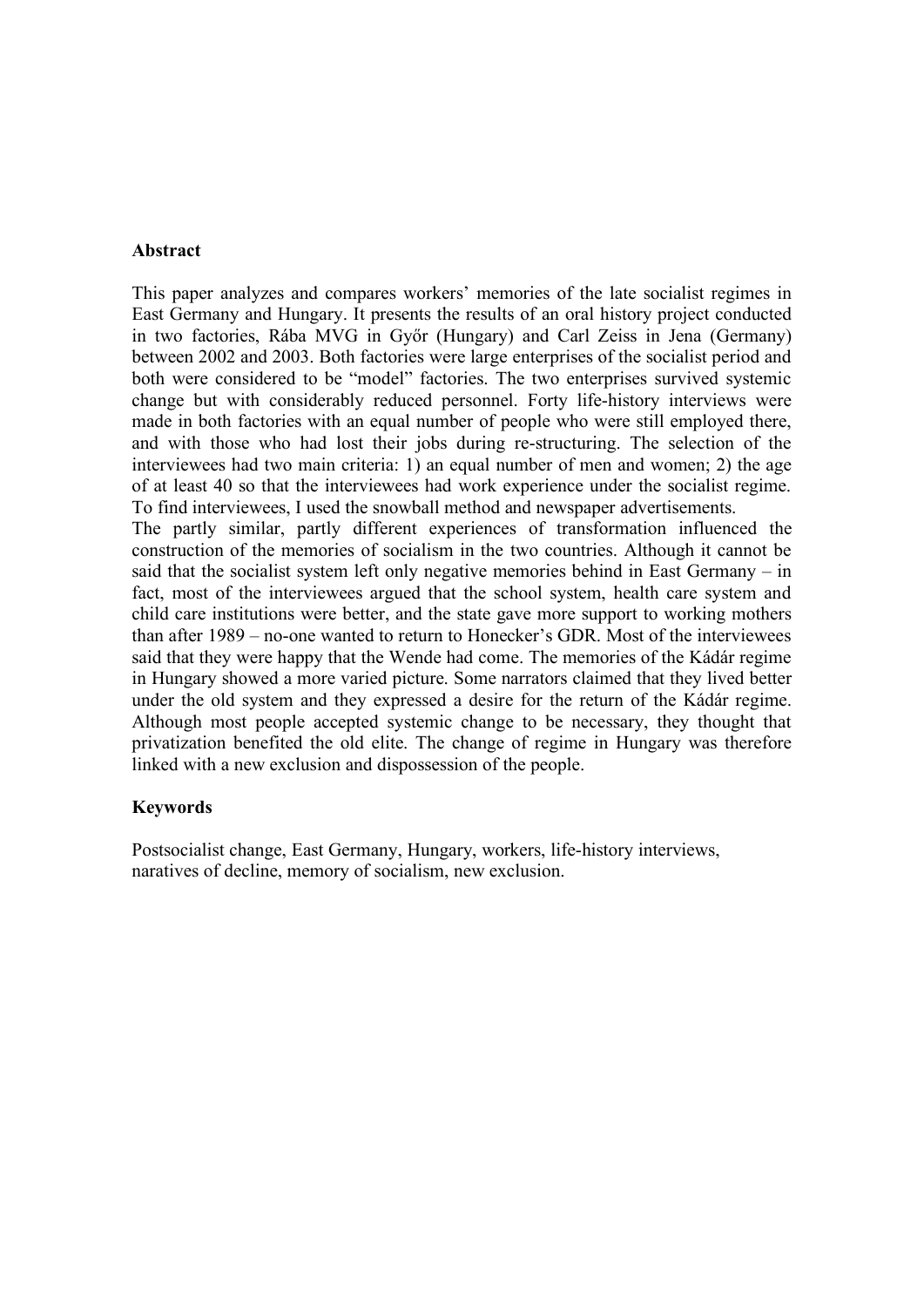**Abstract**

This paper analyzes and compares workers' memories of the late socialist regimes in East Germany and Hungary. It presents the results of an oral history project conducted in two factories, Rába MVG in Győr (Hungary) and Carl Zeiss in Jena (Germany) between 2002 and 2003. Both factories were large enterprises of the socialist period and both were considered to be "model" factories. The two enterprises survived systemic change but with considerably reduced personnel. Forty life-history interviews were made in both factories with an equal number of people who were still employed there, and with those who had lost their jobs during re-structuring. The selection of the interviewees had two main criteria: 1) an equal number of men and women; 2) the age of at least 40 so that the interviewees had work experience under the socialist regime. To find interviewees, I used the snowball method and newspaper advertisements.

The partly similar, partly different experiences of transformation influenced the construction of the memories of socialism in the two countries. Although it cannot be said that the socialist system left only negative memories behind in East Germany – in fact, most of the interviewees argued that the school system, health care system and child care institutions were better, and the state gave more support to working mothers than after 1989 – no-one wanted to return to Honecker's GDR. Most of the interviewees said that they were happy that the Wende had come. The memories of the Kádár regime in Hungary showed a more varied picture. Some narrators claimed that they lived better under the old system and they expressed a desire for the return of the Kádár regime. Although most people accepted systemic change to be necessary, they thought that privatization benefited the old elite. The change of regime in Hungary was therefore linked with a new exclusion and dispossession of the people.

**Keywords**

Postsocialist change, East Germany, Hungary, workers, life-history interviews, naratives of decline, memory of socialism, new exclusion.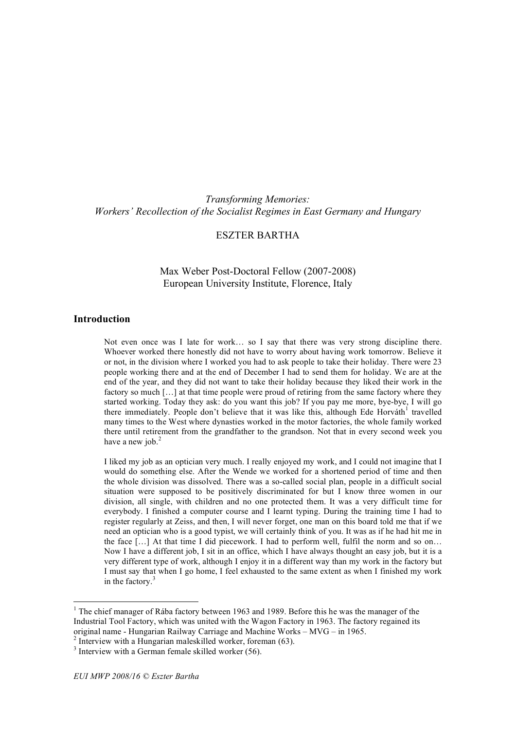*Transforming Memories:*
*Workers' Recollection of the Socialist Regimes in East Germany and Hungary*

ESZTER BARTHA

Max Weber Post-Doctoral Fellow (2007-2008)
European University Institute, Florence, Italy

## Introduction

> Not even once was I late for work… so I say that there was very strong discipline there. Whoever worked there honestly did not have to worry about having work tomorrow. Believe it or not, in the division where I worked you had to ask people to take their holiday. There were 23 people working there and at the end of December I had to send them for holiday. We are at the end of the year, and they did not want to take their holiday because they liked their work in the factory so much […] at that time people were proud of retiring from the same factory where they started working. Today they ask: do you want this job? If you pay me more, bye-bye, I will go there immediately. People don't believe that it was like this, although Ede Horváth[1] travelled many times to the West where dynasties worked in the motor factories, the whole family worked there until retirement from the grandfather to the grandson. Not that in every second week you have a new job.[2]

> I liked my job as an optician very much. I really enjoyed my work, and I could not imagine that I would do something else. After the Wende we worked for a shortened period of time and then the whole division was dissolved. There was a so-called social plan, people in a difficult social situation were supposed to be positively discriminated for but I know three women in our division, all single, with children and no one protected them. It was a very difficult time for everybody. I finished a computer course and I learnt typing. During the training time I had to register regularly at Zeiss, and then, I will never forget, one man on this board told me that if we need an optician who is a good typist, we will certainly think of you. It was as if he had hit me in the face […] At that time I did piecework. I had to perform well, fulfil the norm and so on… Now I have a different job, I sit in an office, which I have always thought an easy job, but it is a very different type of work, although I enjoy it in a different way than my work in the factory but I must say that when I go home, I feel exhausted to the same extent as when I finished my work in the factory.[3]

---

[1] The chief manager of Rába factory between 1963 and 1989. Before this he was the manager of the Industrial Tool Factory, which was united with the Wagon Factory in 1963. The factory regained its original name - Hungarian Railway Carriage and Machine Works – MVG – in 1965.

[2] Interview with a Hungarian maleskilled worker, foreman (63).

[3] Interview with a German female skilled worker (56).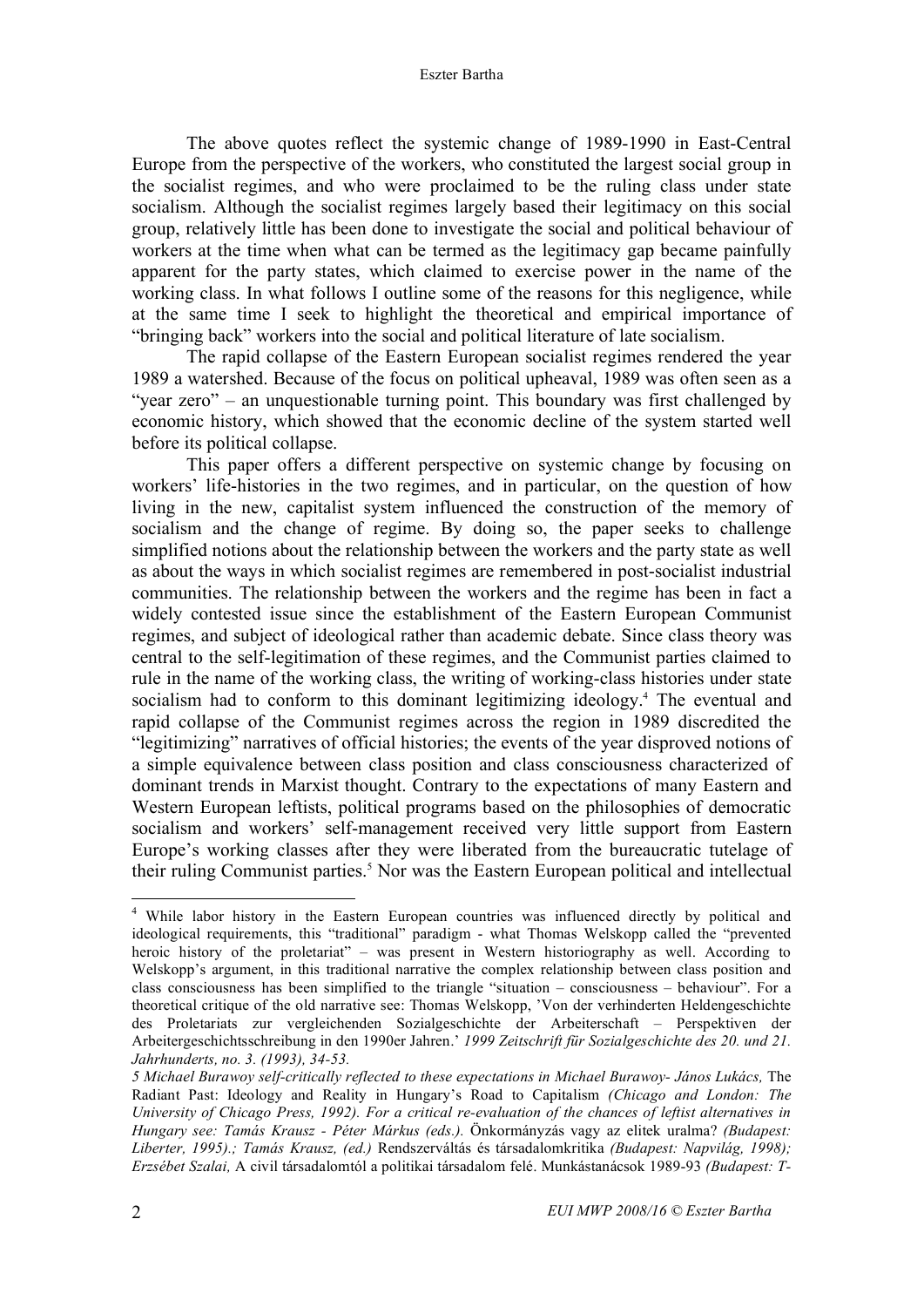The above quotes reflect the systemic change of 1989-1990 in East-Central Europe from the perspective of the workers, who constituted the largest social group in the socialist regimes, and who were proclaimed to be the ruling class under state socialism. Although the socialist regimes largely based their legitimacy on this social group, relatively little has been done to investigate the social and political behaviour of workers at the time when what can be termed as the legitimacy gap became painfully apparent for the party states, which claimed to exercise power in the name of the working class. In what follows I outline some of the reasons for this negligence, while at the same time I seek to highlight the theoretical and empirical importance of "bringing back" workers into the social and political literature of late socialism.

The rapid collapse of the Eastern European socialist regimes rendered the year 1989 a watershed. Because of the focus on political upheaval, 1989 was often seen as a "year zero" – an unquestionable turning point. This boundary was first challenged by economic history, which showed that the economic decline of the system started well before its political collapse.

This paper offers a different perspective on systemic change by focusing on workers' life-histories in the two regimes, and in particular, on the question of how living in the new, capitalist system influenced the construction of the memory of socialism and the change of regime. By doing so, the paper seeks to challenge simplified notions about the relationship between the workers and the party state as well as about the ways in which socialist regimes are remembered in post-socialist industrial communities. The relationship between the workers and the regime has been in fact a widely contested issue since the establishment of the Eastern European Communist regimes, and subject of ideological rather than academic debate. Since class theory was central to the self-legitimation of these regimes, and the Communist parties claimed to rule in the name of the working class, the writing of working-class histories under state socialism had to conform to this dominant legitimizing ideology.[4] The eventual and rapid collapse of the Communist regimes across the region in 1989 discredited the "legitimizing" narratives of official histories; the events of the year disproved notions of a simple equivalence between class position and class consciousness characterized of dominant trends in Marxist thought. Contrary to the expectations of many Eastern and Western European leftists, political programs based on the philosophies of democratic socialism and workers' self-management received very little support from Eastern Europe's working classes after they were liberated from the bureaucratic tutelage of their ruling Communist parties.[5] Nor was the Eastern European political and intellectual

---

[4] While labor history in the Eastern European countries was influenced directly by political and ideological requirements, this "traditional" paradigm - what Thomas Welskopp called the "prevented heroic history of the proletariat" – was present in Western historiography as well. According to Welskopp's argument, in this traditional narrative the complex relationship between class position and class consciousness has been simplified to the triangle "situation – consciousness – behaviour". For a theoretical critique of the old narrative see: Thomas Welskopp, 'Von der verhinderten Heldengeschichte des Proletariats zur vergleichenden Sozialgeschichte der Arbeiterschaft – Perspektiven der Arbeitergeschichtsschreibung in den 1990er Jahren.' *1999 Zeitschrift für Sozialgeschichte des 20. und 21. Jahrhunderts, no. 3. (1993), 34-53.*

[5] *Michael Burawoy self-critically reflected to these expectations in Michael Burawoy- János Lukács,* The Radiant Past: Ideology and Reality in Hungary's Road to Capitalism *(Chicago and London: The University of Chicago Press, 1992). For a critical re-evaluation of the chances of leftist alternatives in Hungary see: Tamás Krausz - Péter Márkus (eds.).* Önkormányzás vagy az elitek uralma? *(Budapest: Liberter, 1995).; Tamás Krausz, (ed.)* Rendszerváltás és társadalomkritika *(Budapest: Napvilág, 1998); Erzsébet Szalai,* A civil társadalomtól a politikai társadalom felé. Munkástanácsok 1989-93 *(Budapest: T-*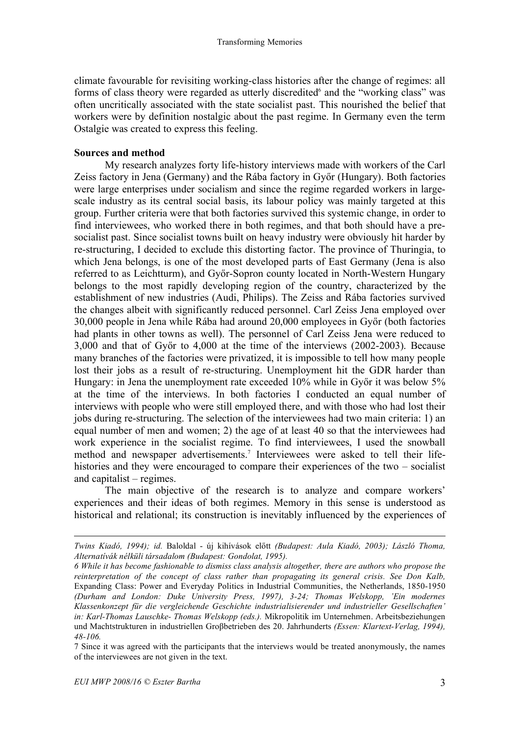climate favourable for revisiting working-class histories after the change of regimes: all forms of class theory were regarded as utterly discredited[6] and the "working class" was often uncritically associated with the state socialist past. This nourished the belief that workers were by definition nostalgic about the past regime. In Germany even the term Ostalgie was created to express this feeling.

**Sources and method**

My research analyzes forty life-history interviews made with workers of the Carl Zeiss factory in Jena (Germany) and the Rába factory in Győr (Hungary). Both factories were large enterprises under socialism and since the regime regarded workers in large-scale industry as its central social basis, its labour policy was mainly targeted at this group. Further criteria were that both factories survived this systemic change, in order to find interviewees, who worked there in both regimes, and that both should have a pre-socialist past. Since socialist towns built on heavy industry were obviously hit harder by re-structuring, I decided to exclude this distorting factor. The province of Thuringia, to which Jena belongs, is one of the most developed parts of East Germany (Jena is also referred to as Leichtturm), and Győr-Sopron county located in North-Western Hungary belongs to the most rapidly developing region of the country, characterized by the establishment of new industries (Audi, Philips). The Zeiss and Rába factories survived the changes albeit with significantly reduced personnel. Carl Zeiss Jena employed over 30,000 people in Jena while Rába had around 20,000 employees in Győr (both factories had plants in other towns as well). The personnel of Carl Zeiss Jena were reduced to 3,000 and that of Győr to 4,000 at the time of the interviews (2002-2003). Because many branches of the factories were privatized, it is impossible to tell how many people lost their jobs as a result of re-structuring. Unemployment hit the GDR harder than Hungary: in Jena the unemployment rate exceeded 10% while in Győr it was below 5% at the time of the interviews. In both factories I conducted an equal number of interviews with people who were still employed there, and with those who had lost their jobs during re-structuring. The selection of the interviewees had two main criteria: 1) an equal number of men and women; 2) the age of at least 40 so that the interviewees had work experience in the socialist regime. To find interviewees, I used the snowball method and newspaper advertisements.[7] Interviewees were asked to tell their life-histories and they were encouraged to compare their experiences of the two – socialist and capitalist – regimes.

The main objective of the research is to analyze and compare workers' experiences and their ideas of both regimes. Memory in this sense is understood as historical and relational; its construction is inevitably influenced by the experiences of

---

*Twins Kiadó, 1994); id.* Baloldal - új kihívások előtt *(Budapest: Aula Kiadó, 2003); László Thoma, Alternatívák nélküli társadalom (Budapest: Gondolat, 1995).*

*6 While it has become fashionable to dismiss class analysis altogether, there are authors who propose the reinterpretation of the concept of class rather than propagating its general crisis. See Don Kalb,* Expanding Class: Power and Everyday Politics in Industrial Communities, the Netherlands, 1850-1950 *(Durham and London: Duke University Press, 1997), 3-24; Thomas Welskopp, 'Ein modernes Klassenkonzept für die vergleichende Geschichte industrialisierender und industrieller Gesellschaften' in: Karl-Thomas Lauschke- Thomas Welskopp (eds.).* Mikropolitik im Unternehmen. Arbeitsbeziehungen und Machtstrukturen in industriellen Groβbetrieben des 20. Jahrhunderts *(Essen: Klartext-Verlag, 1994), 48-106.*

7 Since it was agreed with the participants that the interviews would be treated anonymously, the names of the interviewees are not given in the text.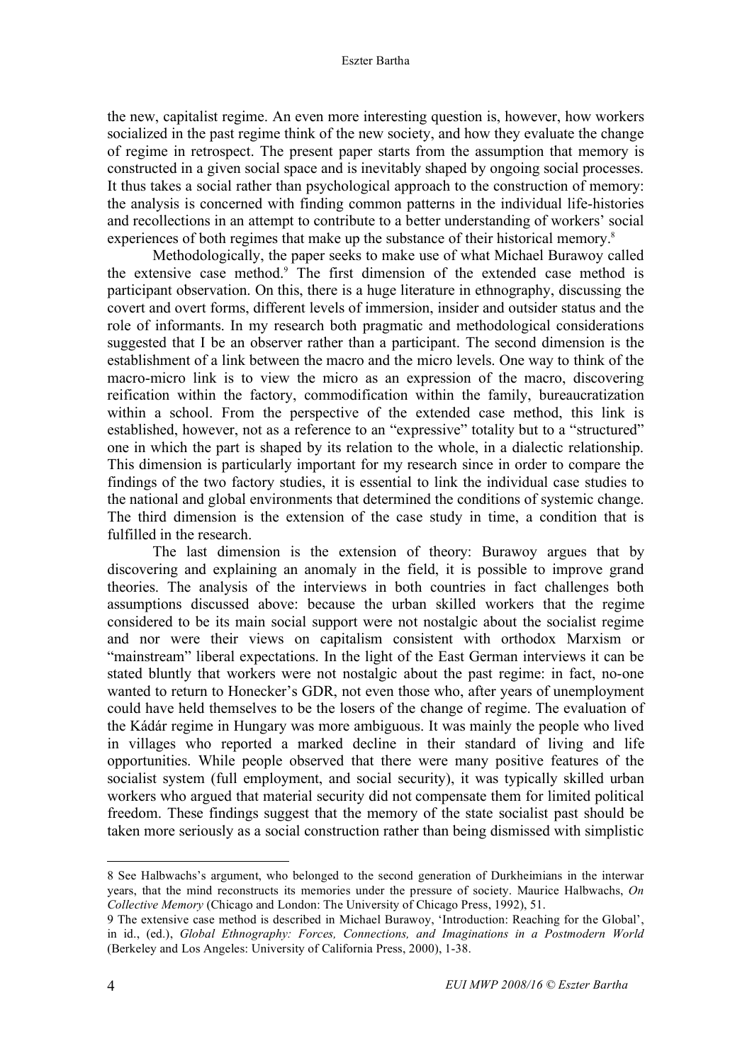the new, capitalist regime. An even more interesting question is, however, how workers socialized in the past regime think of the new society, and how they evaluate the change of regime in retrospect. The present paper starts from the assumption that memory is constructed in a given social space and is inevitably shaped by ongoing social processes. It thus takes a social rather than psychological approach to the construction of memory: the analysis is concerned with finding common patterns in the individual life-histories and recollections in an attempt to contribute to a better understanding of workers' social experiences of both regimes that make up the substance of their historical memory.[8]

Methodologically, the paper seeks to make use of what Michael Burawoy called the extensive case method.[9] The first dimension of the extended case method is participant observation. On this, there is a huge literature in ethnography, discussing the covert and overt forms, different levels of immersion, insider and outsider status and the role of informants. In my research both pragmatic and methodological considerations suggested that I be an observer rather than a participant. The second dimension is the establishment of a link between the macro and the micro levels. One way to think of the macro-micro link is to view the micro as an expression of the macro, discovering reification within the factory, commodification within the family, bureaucratization within a school. From the perspective of the extended case method, this link is established, however, not as a reference to an "expressive" totality but to a "structured" one in which the part is shaped by its relation to the whole, in a dialectic relationship. This dimension is particularly important for my research since in order to compare the findings of the two factory studies, it is essential to link the individual case studies to the national and global environments that determined the conditions of systemic change. The third dimension is the extension of the case study in time, a condition that is fulfilled in the research.

The last dimension is the extension of theory: Burawoy argues that by discovering and explaining an anomaly in the field, it is possible to improve grand theories. The analysis of the interviews in both countries in fact challenges both assumptions discussed above: because the urban skilled workers that the regime considered to be its main social support were not nostalgic about the socialist regime and nor were their views on capitalism consistent with orthodox Marxism or "mainstream" liberal expectations. In the light of the East German interviews it can be stated bluntly that workers were not nostalgic about the past regime: in fact, no-one wanted to return to Honecker's GDR, not even those who, after years of unemployment could have held themselves to be the losers of the change of regime. The evaluation of the Kádár regime in Hungary was more ambiguous. It was mainly the people who lived in villages who reported a marked decline in their standard of living and life opportunities. While people observed that there were many positive features of the socialist system (full employment, and social security), it was typically skilled urban workers who argued that material security did not compensate them for limited political freedom. These findings suggest that the memory of the state socialist past should be taken more seriously as a social construction rather than being dismissed with simplistic

---

8 See Halbwachs's argument, who belonged to the second generation of Durkheimians in the interwar years, that the mind reconstructs its memories under the pressure of society. Maurice Halbwachs, *On Collective Memory* (Chicago and London: The University of Chicago Press, 1992), 51.

9 The extensive case method is described in Michael Burawoy, 'Introduction: Reaching for the Global', in id., (ed.), *Global Ethnography: Forces, Connections, and Imaginations in a Postmodern World* (Berkeley and Los Angeles: University of California Press, 2000), 1-38.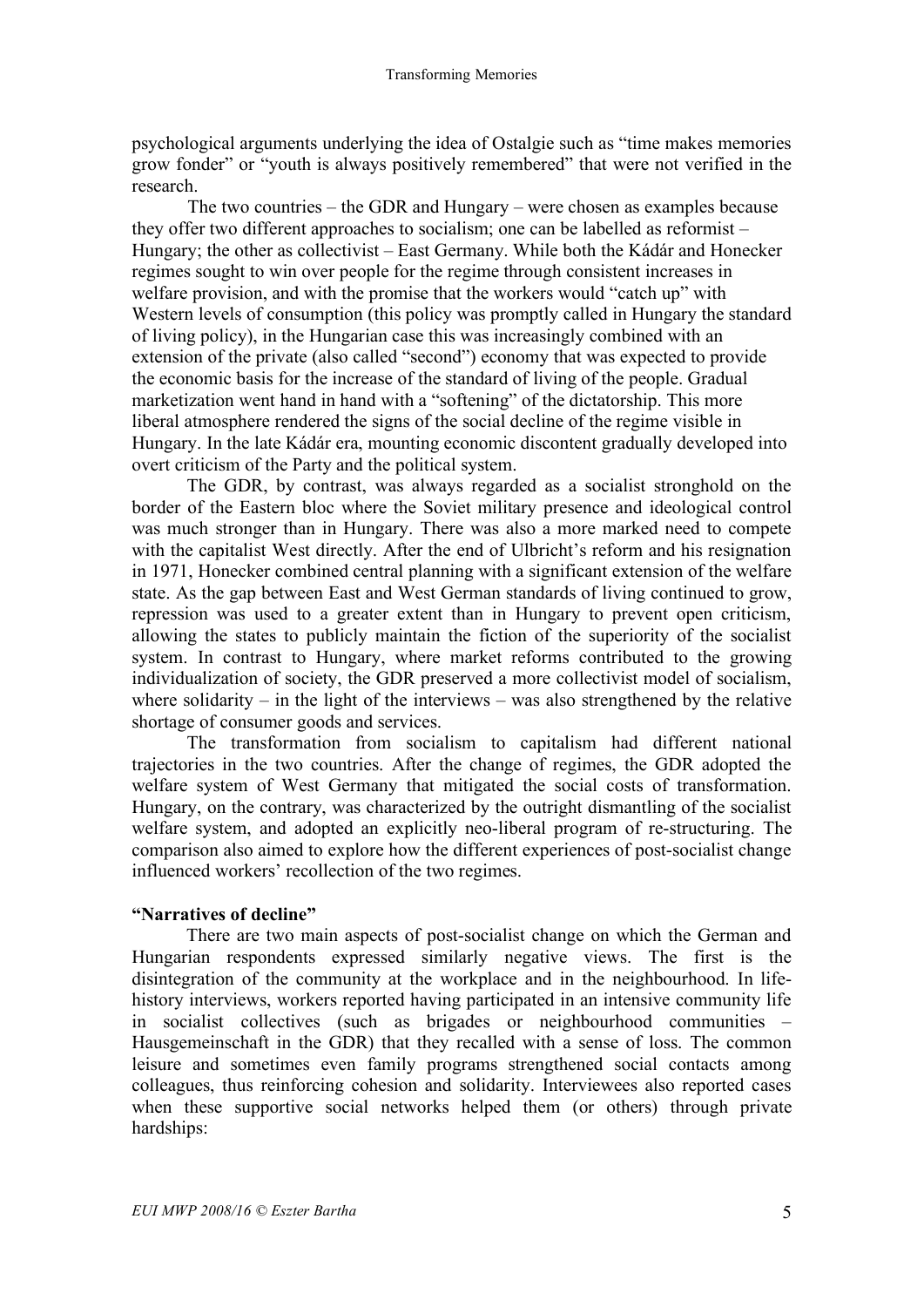psychological arguments underlying the idea of Ostalgie such as "time makes memories grow fonder" or "youth is always positively remembered" that were not verified in the research.

The two countries – the GDR and Hungary – were chosen as examples because they offer two different approaches to socialism; one can be labelled as reformist – Hungary; the other as collectivist – East Germany. While both the Kádár and Honecker regimes sought to win over people for the regime through consistent increases in welfare provision, and with the promise that the workers would "catch up" with Western levels of consumption (this policy was promptly called in Hungary the standard of living policy), in the Hungarian case this was increasingly combined with an extension of the private (also called "second") economy that was expected to provide the economic basis for the increase of the standard of living of the people. Gradual marketization went hand in hand with a "softening" of the dictatorship. This more liberal atmosphere rendered the signs of the social decline of the regime visible in Hungary. In the late Kádár era, mounting economic discontent gradually developed into overt criticism of the Party and the political system.

The GDR, by contrast, was always regarded as a socialist stronghold on the border of the Eastern bloc where the Soviet military presence and ideological control was much stronger than in Hungary. There was also a more marked need to compete with the capitalist West directly. After the end of Ulbricht's reform and his resignation in 1971, Honecker combined central planning with a significant extension of the welfare state. As the gap between East and West German standards of living continued to grow, repression was used to a greater extent than in Hungary to prevent open criticism, allowing the states to publicly maintain the fiction of the superiority of the socialist system. In contrast to Hungary, where market reforms contributed to the growing individualization of society, the GDR preserved a more collectivist model of socialism, where solidarity – in the light of the interviews – was also strengthened by the relative shortage of consumer goods and services.

The transformation from socialism to capitalism had different national trajectories in the two countries. After the change of regimes, the GDR adopted the welfare system of West Germany that mitigated the social costs of transformation. Hungary, on the contrary, was characterized by the outright dismantling of the socialist welfare system, and adopted an explicitly neo-liberal program of re-structuring. The comparison also aimed to explore how the different experiences of post-socialist change influenced workers' recollection of the two regimes.

**"Narratives of decline"**

There are two main aspects of post-socialist change on which the German and Hungarian respondents expressed similarly negative views. The first is the disintegration of the community at the workplace and in the neighbourhood. In life-history interviews, workers reported having participated in an intensive community life in socialist collectives (such as brigades or neighbourhood communities – Hausgemeinschaft in the GDR) that they recalled with a sense of loss. The common leisure and sometimes even family programs strengthened social contacts among colleagues, thus reinforcing cohesion and solidarity. Interviewees also reported cases when these supportive social networks helped them (or others) through private hardships: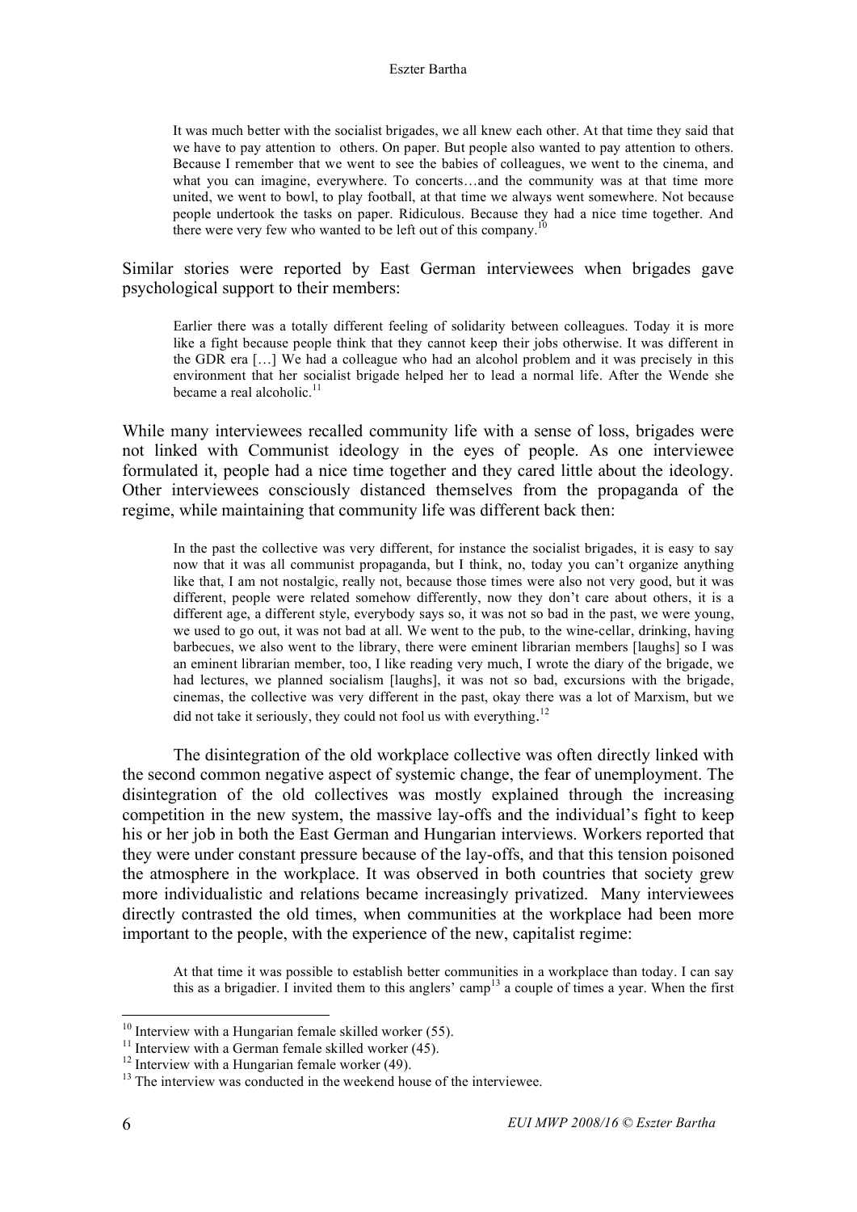> It was much better with the socialist brigades, we all knew each other. At that time they said that we have to pay attention to others. On paper. But people also wanted to pay attention to others. Because I remember that we went to see the babies of colleagues, we went to the cinema, and what you can imagine, everywhere. To concerts…and the community was at that time more united, we went to bowl, to play football, at that time we always went somewhere. Not because people undertook the tasks on paper. Ridiculous. Because they had a nice time together. And there were very few who wanted to be left out of this company.[10]

Similar stories were reported by East German interviewees when brigades gave psychological support to their members:

> Earlier there was a totally different feeling of solidarity between colleagues. Today it is more like a fight because people think that they cannot keep their jobs otherwise. It was different in the GDR era […] We had a colleague who had an alcohol problem and it was precisely in this environment that her socialist brigade helped her to lead a normal life. After the Wende she became a real alcoholic.[11]

While many interviewees recalled community life with a sense of loss, brigades were not linked with Communist ideology in the eyes of people. As one interviewee formulated it, people had a nice time together and they cared little about the ideology. Other interviewees consciously distanced themselves from the propaganda of the regime, while maintaining that community life was different back then:

> In the past the collective was very different, for instance the socialist brigades, it is easy to say now that it was all communist propaganda, but I think, no, today you can't organize anything like that, I am not nostalgic, really not, because those times were also not very good, but it was different, people were related somehow differently, now they don't care about others, it is a different age, a different style, everybody says so, it was not so bad in the past, we were young, we used to go out, it was not bad at all. We went to the pub, to the wine-cellar, drinking, having barbecues, we also went to the library, there were eminent librarian members [laughs] so I was an eminent librarian member, too, I like reading very much, I wrote the diary of the brigade, we had lectures, we planned socialism [laughs], it was not so bad, excursions with the brigade, cinemas, the collective was very different in the past, okay there was a lot of Marxism, but we did not take it seriously, they could not fool us with everything.[12]

The disintegration of the old workplace collective was often directly linked with the second common negative aspect of systemic change, the fear of unemployment. The disintegration of the old collectives was mostly explained through the increasing competition in the new system, the massive lay-offs and the individual's fight to keep his or her job in both the East German and Hungarian interviews. Workers reported that they were under constant pressure because of the lay-offs, and that this tension poisoned the atmosphere in the workplace. It was observed in both countries that society grew more individualistic and relations became increasingly privatized. Many interviewees directly contrasted the old times, when communities at the workplace had been more important to the people, with the experience of the new, capitalist regime:

> At that time it was possible to establish better communities in a workplace than today. I can say this as a brigadier. I invited them to this anglers' camp[13] a couple of times a year. When the first

---

[10] Interview with a Hungarian female skilled worker (55).

[11] Interview with a German female skilled worker (45).

[12] Interview with a Hungarian female worker (49).

[13] The interview was conducted in the weekend house of the interviewee.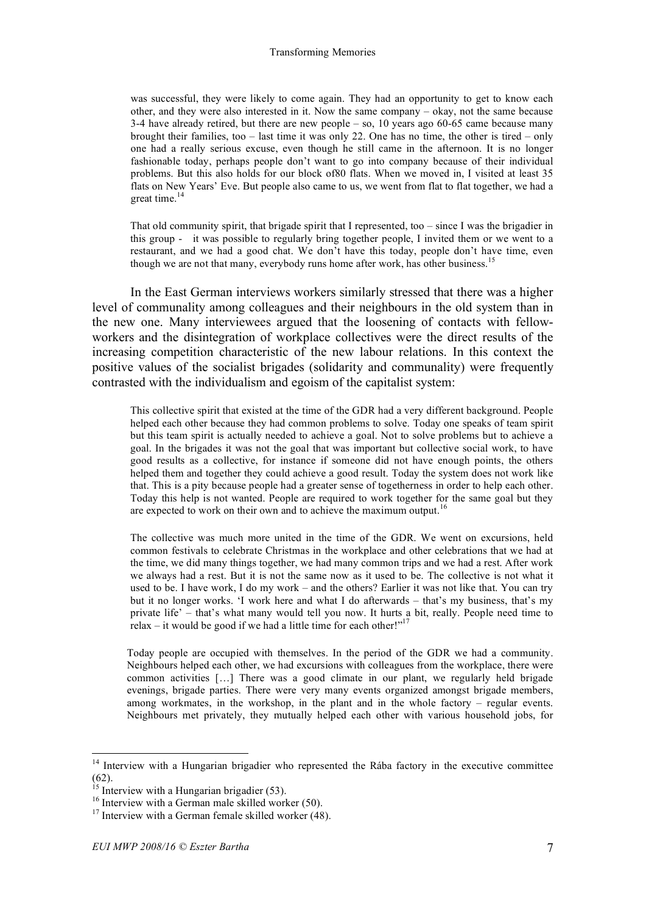was successful, they were likely to come again. They had an opportunity to get to know each other, and they were also interested in it. Now the same company – okay, not the same because 3-4 have already retired, but there are new people – so, 10 years ago 60-65 came because many brought their families, too – last time it was only 22. One has no time, the other is tired – only one had a really serious excuse, even though he still came in the afternoon. It is no longer fashionable today, perhaps people don't want to go into company because of their individual problems. But this also holds for our block of80 flats. When we moved in, I visited at least 35 flats on New Years' Eve. But people also came to us, we went from flat to flat together, we had a great time.[14]

> That old community spirit, that brigade spirit that I represented, too – since I was the brigadier in this group - it was possible to regularly bring together people, I invited them or we went to a restaurant, and we had a good chat. We don't have this today, people don't have time, even though we are not that many, everybody runs home after work, has other business.[15]

In the East German interviews workers similarly stressed that there was a higher level of communality among colleagues and their neighbours in the old system than in the new one. Many interviewees argued that the loosening of contacts with fellow-workers and the disintegration of workplace collectives were the direct results of the increasing competition characteristic of the new labour relations. In this context the positive values of the socialist brigades (solidarity and communality) were frequently contrasted with the individualism and egoism of the capitalist system:

> This collective spirit that existed at the time of the GDR had a very different background. People helped each other because they had common problems to solve. Today one speaks of team spirit but this team spirit is actually needed to achieve a goal. Not to solve problems but to achieve a goal. In the brigades it was not the goal that was important but collective social work, to have good results as a collective, for instance if someone did not have enough points, the others helped them and together they could achieve a good result. Today the system does not work like that. This is a pity because people had a greater sense of togetherness in order to help each other. Today this help is not wanted. People are required to work together for the same goal but they are expected to work on their own and to achieve the maximum output.[16]

> The collective was much more united in the time of the GDR. We went on excursions, held common festivals to celebrate Christmas in the workplace and other celebrations that we had at the time, we did many things together, we had many common trips and we had a rest. After work we always had a rest. But it is not the same now as it used to be. The collective is not what it used to be. I have work, I do my work – and the others? Earlier it was not like that. You can try but it no longer works. 'I work here and what I do afterwards – that's my business, that's my private life' – that's what many would tell you now. It hurts a bit, really. People need time to relax – it would be good if we had a little time for each other!"[17]

> Today people are occupied with themselves. In the period of the GDR we had a community. Neighbours helped each other, we had excursions with colleagues from the workplace, there were common activities […] There was a good climate in our plant, we regularly held brigade evenings, brigade parties. There were very many events organized amongst brigade members, among workmates, in the workshop, in the plant and in the whole factory – regular events. Neighbours met privately, they mutually helped each other with various household jobs, for

---

[14] Interview with a Hungarian brigadier who represented the Rába factory in the executive committee (62).

[15] Interview with a Hungarian brigadier (53).

[16] Interview with a German male skilled worker (50).

[17] Interview with a German female skilled worker (48).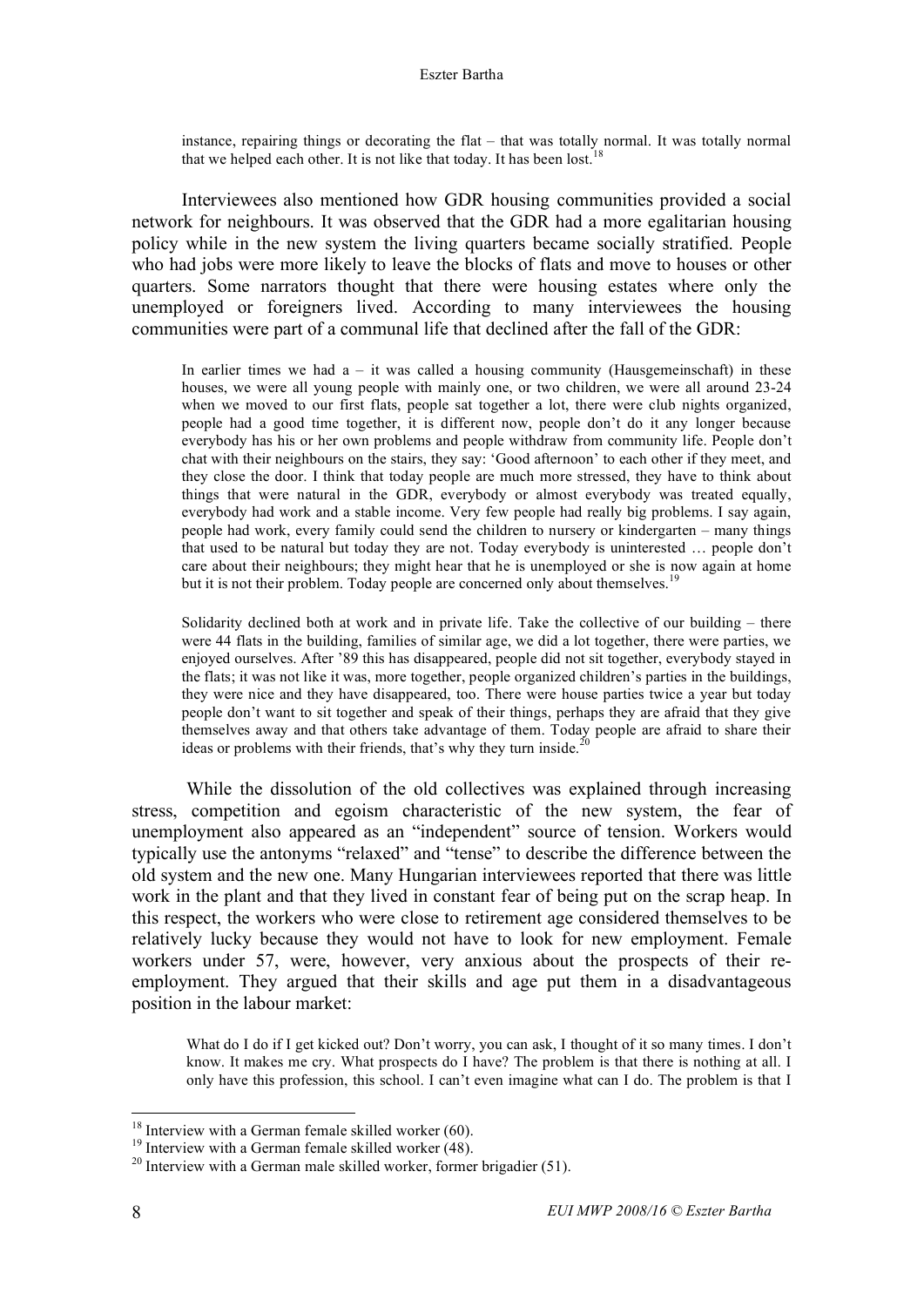instance, repairing things or decorating the flat – that was totally normal. It was totally normal that we helped each other. It is not like that today. It has been lost.[18]

Interviewees also mentioned how GDR housing communities provided a social network for neighbours. It was observed that the GDR had a more egalitarian housing policy while in the new system the living quarters became socially stratified. People who had jobs were more likely to leave the blocks of flats and move to houses or other quarters. Some narrators thought that there were housing estates where only the unemployed or foreigners lived. According to many interviewees the housing communities were part of a communal life that declined after the fall of the GDR:

> In earlier times we had a – it was called a housing community (Hausgemeinschaft) in these houses, we were all young people with mainly one, or two children, we were all around 23-24 when we moved to our first flats, people sat together a lot, there were club nights organized, people had a good time together, it is different now, people don't do it any longer because everybody has his or her own problems and people withdraw from community life. People don't chat with their neighbours on the stairs, they say: 'Good afternoon' to each other if they meet, and they close the door. I think that today people are much more stressed, they have to think about things that were natural in the GDR, everybody or almost everybody was treated equally, everybody had work and a stable income. Very few people had really big problems. I say again, people had work, every family could send the children to nursery or kindergarten – many things that used to be natural but today they are not. Today everybody is uninterested … people don't care about their neighbours; they might hear that he is unemployed or she is now again at home but it is not their problem. Today people are concerned only about themselves.[19]

> Solidarity declined both at work and in private life. Take the collective of our building – there were 44 flats in the building, families of similar age, we did a lot together, there were parties, we enjoyed ourselves. After '89 this has disappeared, people did not sit together, everybody stayed in the flats; it was not like it was, more together, people organized children's parties in the buildings, they were nice and they have disappeared, too. There were house parties twice a year but today people don't want to sit together and speak of their things, perhaps they are afraid that they give themselves away and that others take advantage of them. Today people are afraid to share their ideas or problems with their friends, that's why they turn inside.[20]

While the dissolution of the old collectives was explained through increasing stress, competition and egoism characteristic of the new system, the fear of unemployment also appeared as an "independent" source of tension. Workers would typically use the antonyms "relaxed" and "tense" to describe the difference between the old system and the new one. Many Hungarian interviewees reported that there was little work in the plant and that they lived in constant fear of being put on the scrap heap. In this respect, the workers who were close to retirement age considered themselves to be relatively lucky because they would not have to look for new employment. Female workers under 57, were, however, very anxious about the prospects of their re-employment. They argued that their skills and age put them in a disadvantageous position in the labour market:

> What do I do if I get kicked out? Don't worry, you can ask, I thought of it so many times. I don't know. It makes me cry. What prospects do I have? The problem is that there is nothing at all. I only have this profession, this school. I can't even imagine what can I do. The problem is that I

---

[18] Interview with a German female skilled worker (60).

[19] Interview with a German female skilled worker (48).

[20] Interview with a German male skilled worker, former brigadier (51).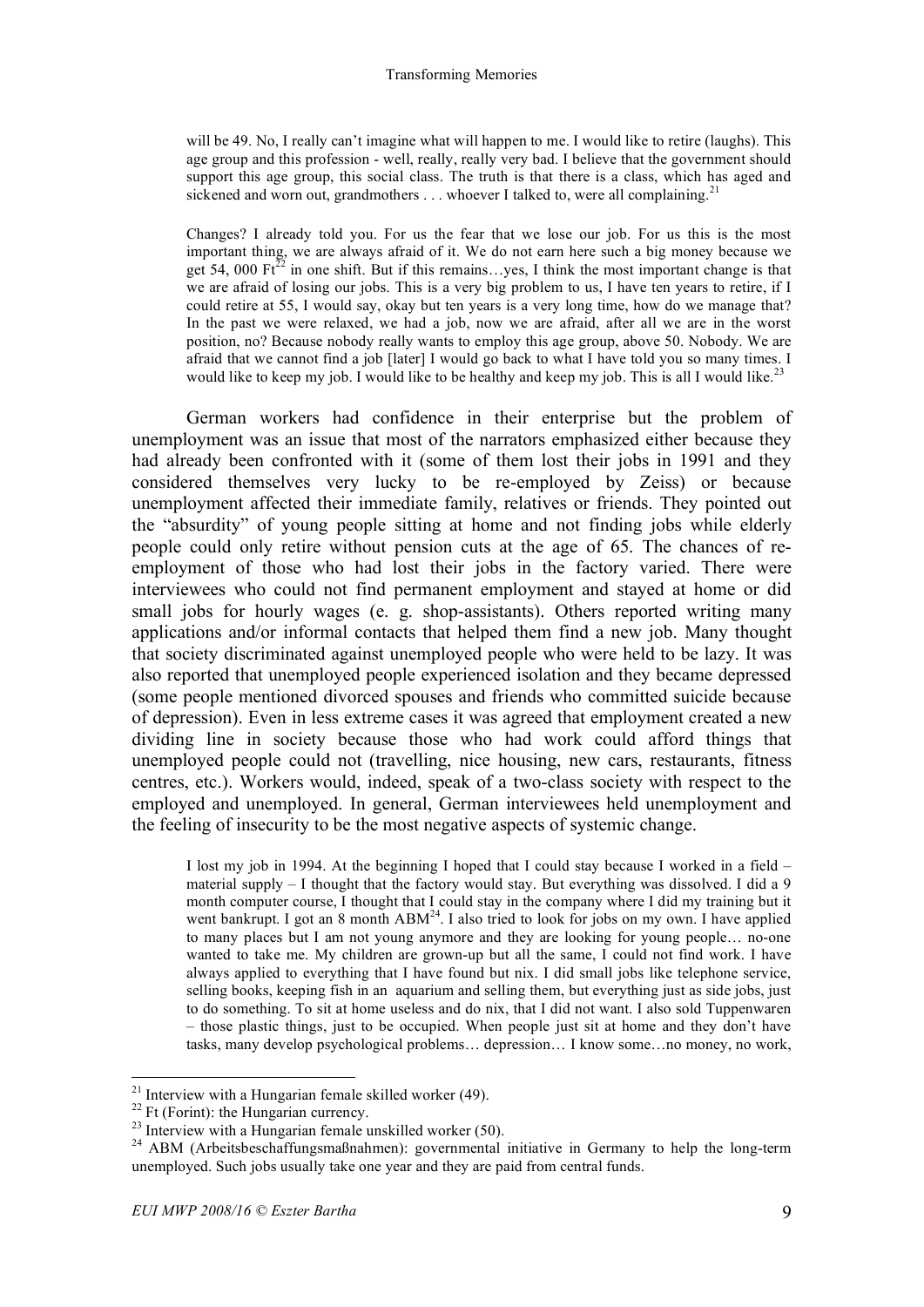> will be 49. No, I really can't imagine what will happen to me. I would like to retire (laughs). This age group and this profession - well, really, really very bad. I believe that the government should support this age group, this social class. The truth is that there is a class, which has aged and sickened and worn out, grandmothers . . . whoever I talked to, were all complaining.[21]

> Changes? I already told you. For us the fear that we lose our job. For us this is the most important thing, we are always afraid of it. We do not earn here such a big money because we get 54, 000 Ft[22] in one shift. But if this remains…yes, I think the most important change is that we are afraid of losing our jobs. This is a very big problem to us, I have ten years to retire, if I could retire at 55, I would say, okay but ten years is a very long time, how do we manage that? In the past we were relaxed, we had a job, now we are afraid, after all we are in the worst position, no? Because nobody really wants to employ this age group, above 50. Nobody. We are afraid that we cannot find a job [later] I would go back to what I have told you so many times. I would like to keep my job. I would like to be healthy and keep my job. This is all I would like.[23]

German workers had confidence in their enterprise but the problem of unemployment was an issue that most of the narrators emphasized either because they had already been confronted with it (some of them lost their jobs in 1991 and they considered themselves very lucky to be re-employed by Zeiss) or because unemployment affected their immediate family, relatives or friends. They pointed out the "absurdity" of young people sitting at home and not finding jobs while elderly people could only retire without pension cuts at the age of 65. The chances of re-employment of those who had lost their jobs in the factory varied. There were interviewees who could not find permanent employment and stayed at home or did small jobs for hourly wages (e. g. shop-assistants). Others reported writing many applications and/or informal contacts that helped them find a new job. Many thought that society discriminated against unemployed people who were held to be lazy. It was also reported that unemployed people experienced isolation and they became depressed (some people mentioned divorced spouses and friends who committed suicide because of depression). Even in less extreme cases it was agreed that employment created a new dividing line in society because those who had work could afford things that unemployed people could not (travelling, nice housing, new cars, restaurants, fitness centres, etc.). Workers would, indeed, speak of a two-class society with respect to the employed and unemployed. In general, German interviewees held unemployment and the feeling of insecurity to be the most negative aspects of systemic change.

> I lost my job in 1994. At the beginning I hoped that I could stay because I worked in a field – material supply – I thought that the factory would stay. But everything was dissolved. I did a 9 month computer course, I thought that I could stay in the company where I did my training but it went bankrupt. I got an 8 month ABM[24]. I also tried to look for jobs on my own. I have applied to many places but I am not young anymore and they are looking for young people… no-one wanted to take me. My children are grown-up but all the same, I could not find work. I have always applied to everything that I have found but nix. I did small jobs like telephone service, selling books, keeping fish in an aquarium and selling them, but everything just as side jobs, just to do something. To sit at home useless and do nix, that I did not want. I also sold Tuppenwaren – those plastic things, just to be occupied. When people just sit at home and they don't have tasks, many develop psychological problems… depression… I know some…no money, no work,

---

[21] Interview with a Hungarian female skilled worker (49).

[22] Ft (Forint): the Hungarian currency.

[23] Interview with a Hungarian female unskilled worker (50).

[24] ABM (Arbeitsbeschaffungsmaßnahmen): governmental initiative in Germany to help the long-term unemployed. Such jobs usually take one year and they are paid from central funds.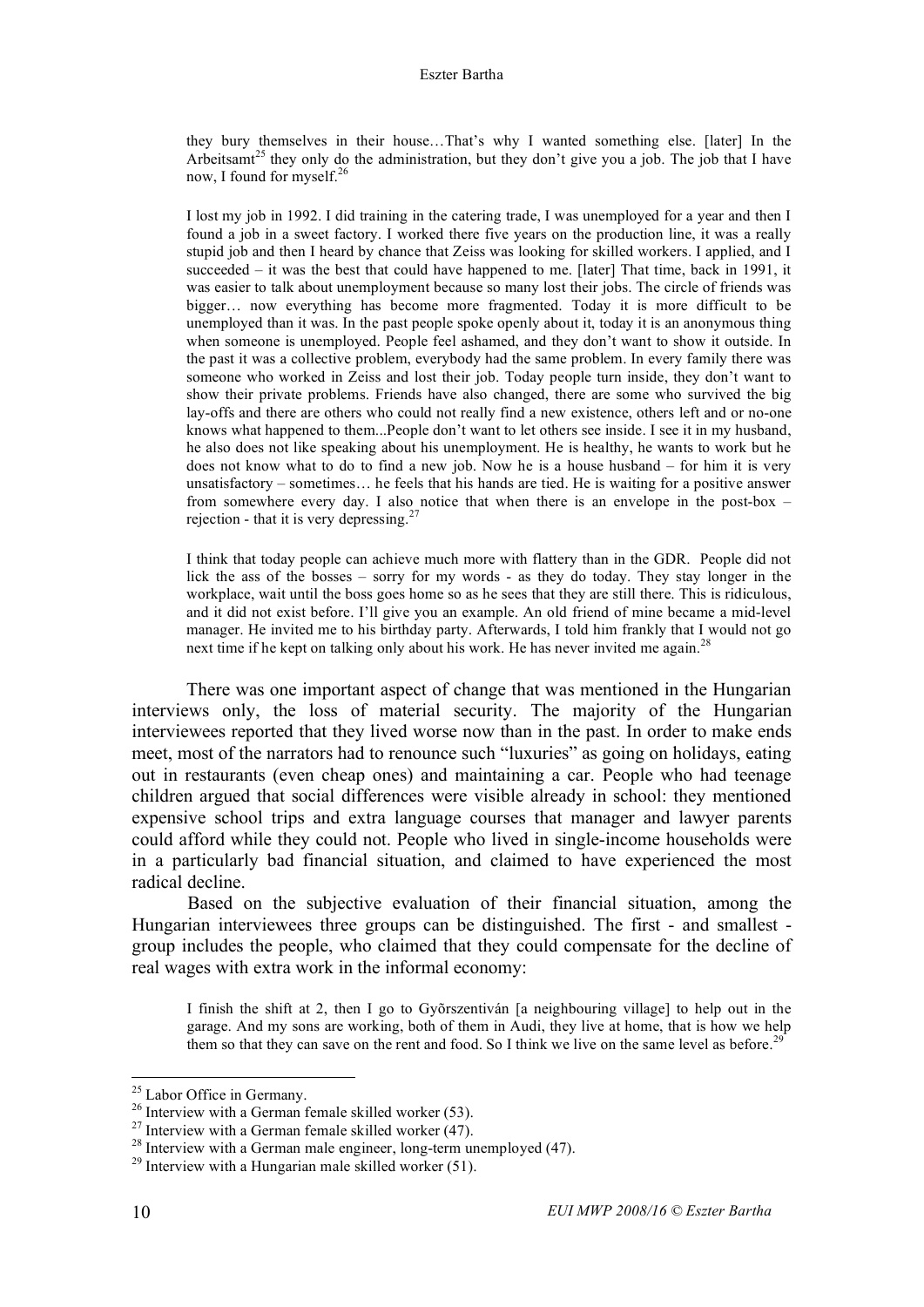> they bury themselves in their house…That's why I wanted something else. [later] In the Arbeitsamt[25] they only do the administration, but they don't give you a job. The job that I have now, I found for myself.[26]

> I lost my job in 1992. I did training in the catering trade, I was unemployed for a year and then I found a job in a sweet factory. I worked there five years on the production line, it was a really stupid job and then I heard by chance that Zeiss was looking for skilled workers. I applied, and I succeeded – it was the best that could have happened to me. [later] That time, back in 1991, it was easier to talk about unemployment because so many lost their jobs. The circle of friends was bigger… now everything has become more fragmented. Today it is more difficult to be unemployed than it was. In the past people spoke openly about it, today it is an anonymous thing when someone is unemployed. People feel ashamed, and they don't want to show it outside. In the past it was a collective problem, everybody had the same problem. In every family there was someone who worked in Zeiss and lost their job. Today people turn inside, they don't want to show their private problems. Friends have also changed, there are some who survived the big lay-offs and there are others who could not really find a new existence, others left and or no-one knows what happened to them...People don't want to let others see inside. I see it in my husband, he also does not like speaking about his unemployment. He is healthy, he wants to work but he does not know what to do to find a new job. Now he is a house husband – for him it is very unsatisfactory – sometimes… he feels that his hands are tied. He is waiting for a positive answer from somewhere every day. I also notice that when there is an envelope in the post-box – rejection - that it is very depressing.[27]

> I think that today people can achieve much more with flattery than in the GDR. People did not lick the ass of the bosses – sorry for my words - as they do today. They stay longer in the workplace, wait until the boss goes home so as he sees that they are still there. This is ridiculous, and it did not exist before. I'll give you an example. An old friend of mine became a mid-level manager. He invited me to his birthday party. Afterwards, I told him frankly that I would not go next time if he kept on talking only about his work. He has never invited me again.[28]

There was one important aspect of change that was mentioned in the Hungarian interviews only, the loss of material security. The majority of the Hungarian interviewees reported that they lived worse now than in the past. In order to make ends meet, most of the narrators had to renounce such "luxuries" as going on holidays, eating out in restaurants (even cheap ones) and maintaining a car. People who had teenage children argued that social differences were visible already in school: they mentioned expensive school trips and extra language courses that manager and lawyer parents could afford while they could not. People who lived in single-income households were in a particularly bad financial situation, and claimed to have experienced the most radical decline.

Based on the subjective evaluation of their financial situation, among the Hungarian interviewees three groups can be distinguished. The first - and smallest - group includes the people, who claimed that they could compensate for the decline of real wages with extra work in the informal economy:

> I finish the shift at 2, then I go to Gyõrszentiván [a neighbouring village] to help out in the garage. And my sons are working, both of them in Audi, they live at home, that is how we help them so that they can save on the rent and food. So I think we live on the same level as before.[29]

---

[25] Labor Office in Germany.

[26] Interview with a German female skilled worker (53).

[27] Interview with a German female skilled worker (47).

[28] Interview with a German male engineer, long-term unemployed (47).

[29] Interview with a Hungarian male skilled worker (51).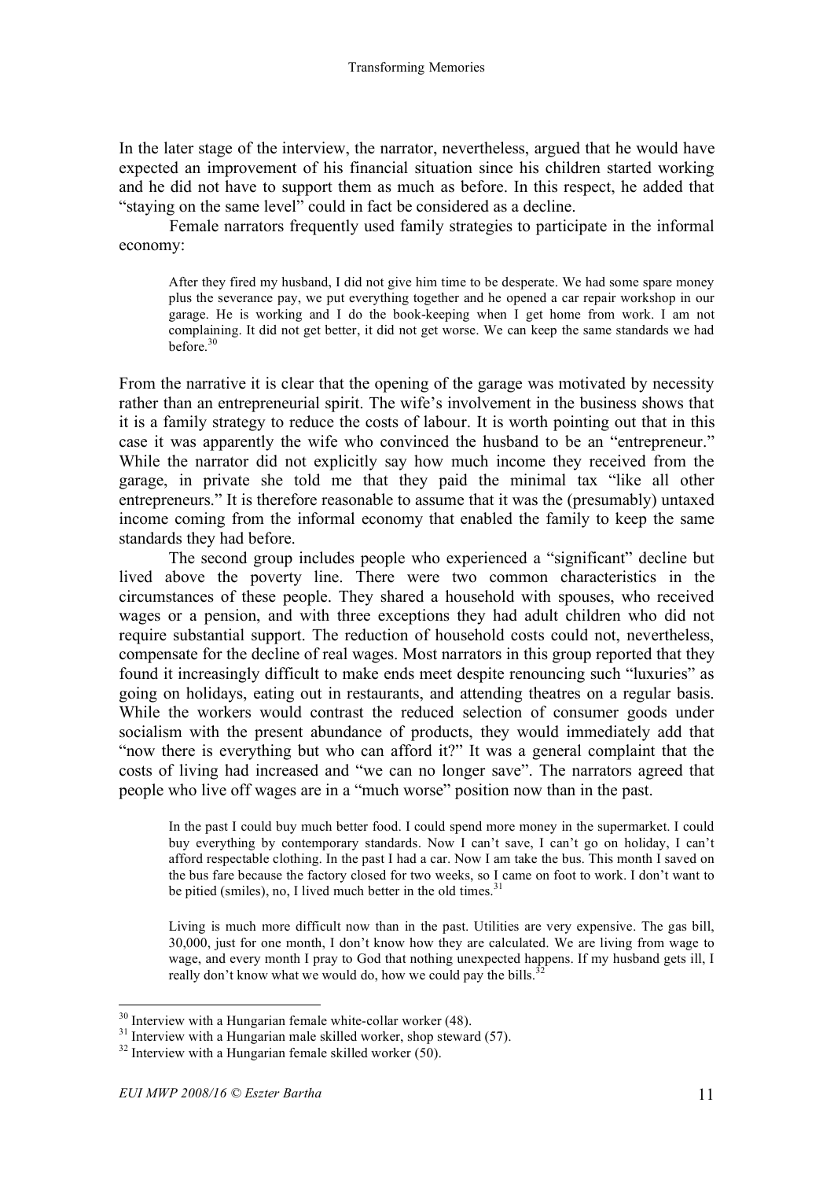In the later stage of the interview, the narrator, nevertheless, argued that he would have expected an improvement of his financial situation since his children started working and he did not have to support them as much as before. In this respect, he added that "staying on the same level" could in fact be considered as a decline.

Female narrators frequently used family strategies to participate in the informal economy:

> After they fired my husband, I did not give him time to be desperate. We had some spare money plus the severance pay, we put everything together and he opened a car repair workshop in our garage. He is working and I do the book-keeping when I get home from work. I am not complaining. It did not get better, it did not get worse. We can keep the same standards we had before.[30]

From the narrative it is clear that the opening of the garage was motivated by necessity rather than an entrepreneurial spirit. The wife's involvement in the business shows that it is a family strategy to reduce the costs of labour. It is worth pointing out that in this case it was apparently the wife who convinced the husband to be an "entrepreneur." While the narrator did not explicitly say how much income they received from the garage, in private she told me that they paid the minimal tax "like all other entrepreneurs." It is therefore reasonable to assume that it was the (presumably) untaxed income coming from the informal economy that enabled the family to keep the same standards they had before.

The second group includes people who experienced a "significant" decline but lived above the poverty line. There were two common characteristics in the circumstances of these people. They shared a household with spouses, who received wages or a pension, and with three exceptions they had adult children who did not require substantial support. The reduction of household costs could not, nevertheless, compensate for the decline of real wages. Most narrators in this group reported that they found it increasingly difficult to make ends meet despite renouncing such "luxuries" as going on holidays, eating out in restaurants, and attending theatres on a regular basis. While the workers would contrast the reduced selection of consumer goods under socialism with the present abundance of products, they would immediately add that "now there is everything but who can afford it?" It was a general complaint that the costs of living had increased and "we can no longer save". The narrators agreed that people who live off wages are in a "much worse" position now than in the past.

> In the past I could buy much better food. I could spend more money in the supermarket. I could buy everything by contemporary standards. Now I can't save, I can't go on holiday, I can't afford respectable clothing. In the past I had a car. Now I am take the bus. This month I saved on the bus fare because the factory closed for two weeks, so I came on foot to work. I don't want to be pitied (smiles), no, I lived much better in the old times.[31]

> Living is much more difficult now than in the past. Utilities are very expensive. The gas bill, 30,000, just for one month, I don't know how they are calculated. We are living from wage to wage, and every month I pray to God that nothing unexpected happens. If my husband gets ill, I really don't know what we would do, how we could pay the bills.[32]

---

[30] Interview with a Hungarian female white-collar worker (48).

[31] Interview with a Hungarian male skilled worker, shop steward (57).

[32] Interview with a Hungarian female skilled worker (50).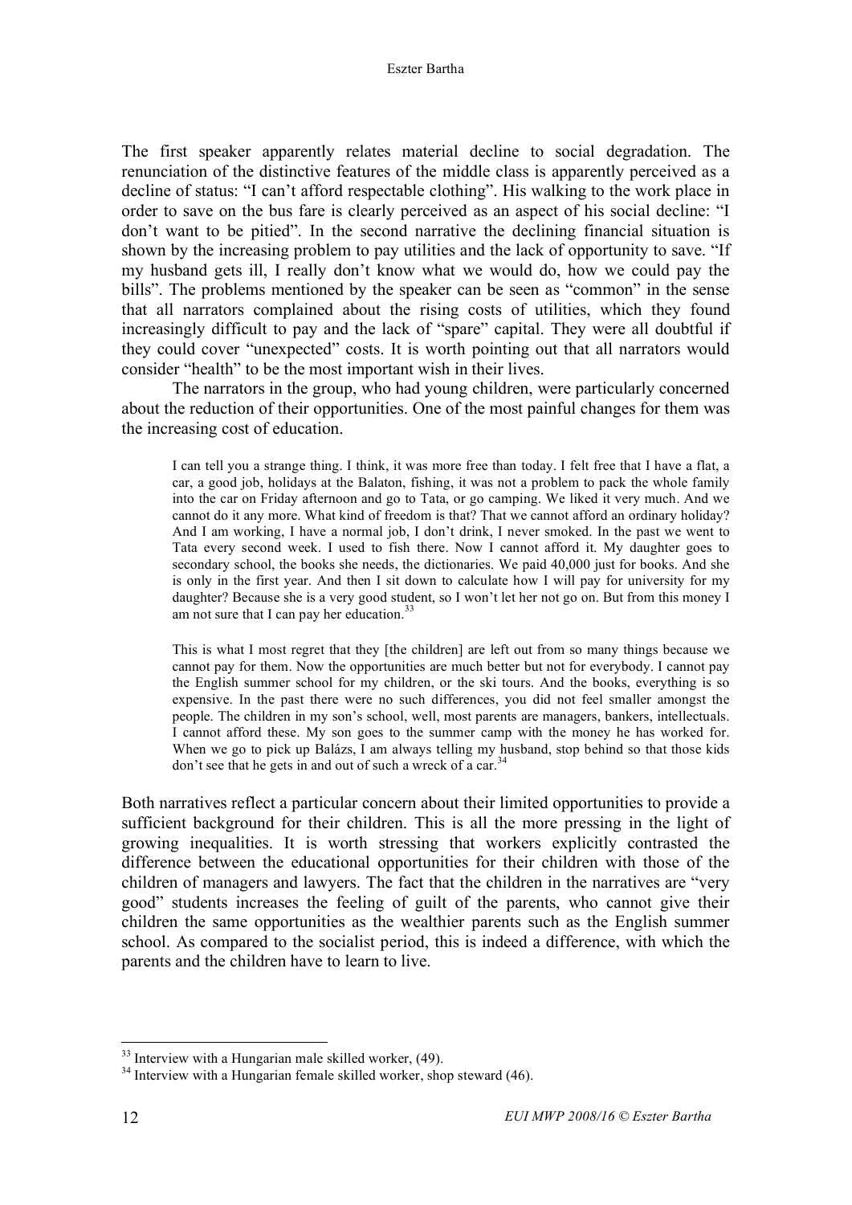The first speaker apparently relates material decline to social degradation. The renunciation of the distinctive features of the middle class is apparently perceived as a decline of status: "I can't afford respectable clothing". His walking to the work place in order to save on the bus fare is clearly perceived as an aspect of his social decline: "I don't want to be pitied". In the second narrative the declining financial situation is shown by the increasing problem to pay utilities and the lack of opportunity to save. "If my husband gets ill, I really don't know what we would do, how we could pay the bills". The problems mentioned by the speaker can be seen as "common" in the sense that all narrators complained about the rising costs of utilities, which they found increasingly difficult to pay and the lack of "spare" capital. They were all doubtful if they could cover "unexpected" costs. It is worth pointing out that all narrators would consider "health" to be the most important wish in their lives.

The narrators in the group, who had young children, were particularly concerned about the reduction of their opportunities. One of the most painful changes for them was the increasing cost of education.

> I can tell you a strange thing. I think, it was more free than today. I felt free that I have a flat, a car, a good job, holidays at the Balaton, fishing, it was not a problem to pack the whole family into the car on Friday afternoon and go to Tata, or go camping. We liked it very much. And we cannot do it any more. What kind of freedom is that? That we cannot afford an ordinary holiday? And I am working, I have a normal job, I don't drink, I never smoked. In the past we went to Tata every second week. I used to fish there. Now I cannot afford it. My daughter goes to secondary school, the books she needs, the dictionaries. We paid 40,000 just for books. And she is only in the first year. And then I sit down to calculate how I will pay for university for my daughter? Because she is a very good student, so I won't let her not go on. But from this money I am not sure that I can pay her education.[33]

> This is what I most regret that they [the children] are left out from so many things because we cannot pay for them. Now the opportunities are much better but not for everybody. I cannot pay the English summer school for my children, or the ski tours. And the books, everything is so expensive. In the past there were no such differences, you did not feel smaller amongst the people. The children in my son's school, well, most parents are managers, bankers, intellectuals. I cannot afford these. My son goes to the summer camp with the money he has worked for. When we go to pick up Balázs, I am always telling my husband, stop behind so that those kids don't see that he gets in and out of such a wreck of a car.[34]

Both narratives reflect a particular concern about their limited opportunities to provide a sufficient background for their children. This is all the more pressing in the light of growing inequalities. It is worth stressing that workers explicitly contrasted the difference between the educational opportunities for their children with those of the children of managers and lawyers. The fact that the children in the narratives are "very good" students increases the feeling of guilt of the parents, who cannot give their children the same opportunities as the wealthier parents such as the English summer school. As compared to the socialist period, this is indeed a difference, with which the parents and the children have to learn to live.

---

[33] Interview with a Hungarian male skilled worker, (49).

[34] Interview with a Hungarian female skilled worker, shop steward (46).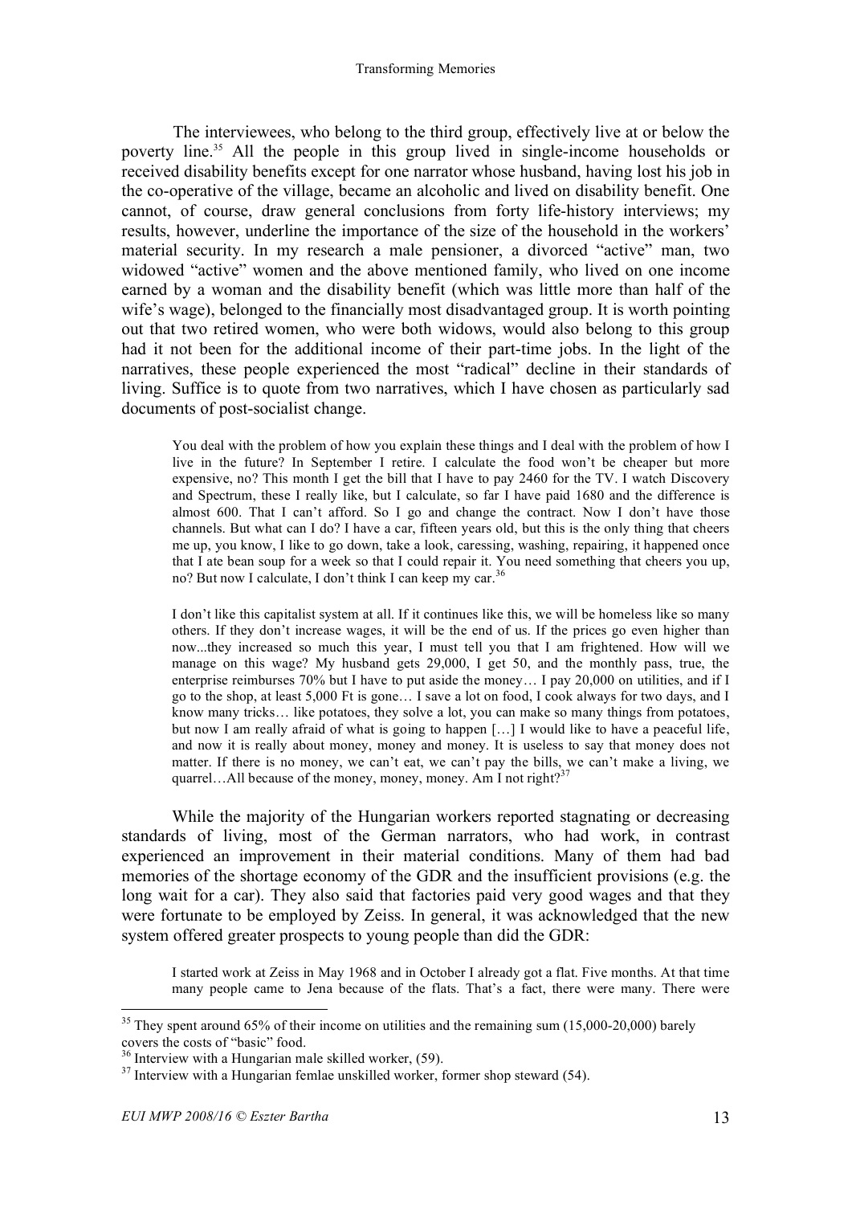The interviewees, who belong to the third group, effectively live at or below the poverty line.[35] All the people in this group lived in single-income households or received disability benefits except for one narrator whose husband, having lost his job in the co-operative of the village, became an alcoholic and lived on disability benefit. One cannot, of course, draw general conclusions from forty life-history interviews; my results, however, underline the importance of the size of the household in the workers' material security. In my research a male pensioner, a divorced "active" man, two widowed "active" women and the above mentioned family, who lived on one income earned by a woman and the disability benefit (which was little more than half of the wife's wage), belonged to the financially most disadvantaged group. It is worth pointing out that two retired women, who were both widows, would also belong to this group had it not been for the additional income of their part-time jobs. In the light of the narratives, these people experienced the most "radical" decline in their standards of living. Suffice is to quote from two narratives, which I have chosen as particularly sad documents of post-socialist change.

> You deal with the problem of how you explain these things and I deal with the problem of how I live in the future? In September I retire. I calculate the food won't be cheaper but more expensive, no? This month I get the bill that I have to pay 2460 for the TV. I watch Discovery and Spectrum, these I really like, but I calculate, so far I have paid 1680 and the difference is almost 600. That I can't afford. So I go and change the contract. Now I don't have those channels. But what can I do? I have a car, fifteen years old, but this is the only thing that cheers me up, you know, I like to go down, take a look, caressing, washing, repairing, it happened once that I ate bean soup for a week so that I could repair it. You need something that cheers you up, no? But now I calculate, I don't think I can keep my car.[36]

> I don't like this capitalist system at all. If it continues like this, we will be homeless like so many others. If they don't increase wages, it will be the end of us. If the prices go even higher than now...they increased so much this year, I must tell you that I am frightened. How will we manage on this wage? My husband gets 29,000, I get 50, and the monthly pass, true, the enterprise reimburses 70% but I have to put aside the money… I pay 20,000 on utilities, and if I go to the shop, at least 5,000 Ft is gone… I save a lot on food, I cook always for two days, and I know many tricks… like potatoes, they solve a lot, you can make so many things from potatoes, but now I am really afraid of what is going to happen […] I would like to have a peaceful life, and now it is really about money, money and money. It is useless to say that money does not matter. If there is no money, we can't eat, we can't pay the bills, we can't make a living, we quarrel…All because of the money, money, money. Am I not right?[37]

While the majority of the Hungarian workers reported stagnating or decreasing standards of living, most of the German narrators, who had work, in contrast experienced an improvement in their material conditions. Many of them had bad memories of the shortage economy of the GDR and the insufficient provisions (e.g. the long wait for a car). They also said that factories paid very good wages and that they were fortunate to be employed by Zeiss. In general, it was acknowledged that the new system offered greater prospects to young people than did the GDR:

> I started work at Zeiss in May 1968 and in October I already got a flat. Five months. At that time many people came to Jena because of the flats. That's a fact, there were many. There were

---

[35] They spent around 65% of their income on utilities and the remaining sum (15,000-20,000) barely covers the costs of "basic" food.

[36] Interview with a Hungarian male skilled worker, (59).

[37] Interview with a Hungarian femlae unskilled worker, former shop steward (54).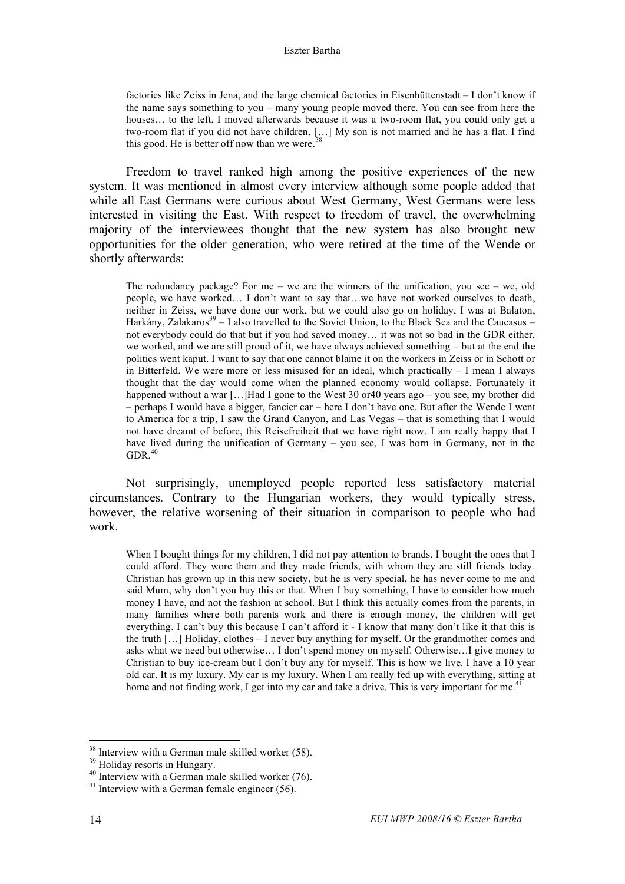> factories like Zeiss in Jena, and the large chemical factories in Eisenhüttenstadt – I don't know if the name says something to you – many young people moved there. You can see from here the houses… to the left. I moved afterwards because it was a two-room flat, you could only get a two-room flat if you did not have children. […] My son is not married and he has a flat. I find this good. He is better off now than we were.[38]

Freedom to travel ranked high among the positive experiences of the new system. It was mentioned in almost every interview although some people added that while all East Germans were curious about West Germany, West Germans were less interested in visiting the East. With respect to freedom of travel, the overwhelming majority of the interviewees thought that the new system has also brought new opportunities for the older generation, who were retired at the time of the Wende or shortly afterwards:

> The redundancy package? For me – we are the winners of the unification, you see – we, old people, we have worked… I don't want to say that…we have not worked ourselves to death, neither in Zeiss, we have done our work, but we could also go on holiday, I was at Balaton, Harkány, Zalakaros[39] – I also travelled to the Soviet Union, to the Black Sea and the Caucasus – not everybody could do that but if you had saved money… it was not so bad in the GDR either, we worked, and we are still proud of it, we have always achieved something – but at the end the politics went kaput. I want to say that one cannot blame it on the workers in Zeiss or in Schott or in Bitterfeld. We were more or less misused for an ideal, which practically – I mean I always thought that the day would come when the planned economy would collapse. Fortunately it happened without a war […]Had I gone to the West 30 or40 years ago – you see, my brother did – perhaps I would have a bigger, fancier car – here I don't have one. But after the Wende I went to America for a trip, I saw the Grand Canyon, and Las Vegas – that is something that I would not have dreamt of before, this Reisefreiheit that we have right now. I am really happy that I have lived during the unification of Germany – you see, I was born in Germany, not in the GDR.[40]

Not surprisingly, unemployed people reported less satisfactory material circumstances. Contrary to the Hungarian workers, they would typically stress, however, the relative worsening of their situation in comparison to people who had work.

> When I bought things for my children, I did not pay attention to brands. I bought the ones that I could afford. They wore them and they made friends, with whom they are still friends today. Christian has grown up in this new society, but he is very special, he has never come to me and said Mum, why don't you buy this or that. When I buy something, I have to consider how much money I have, and not the fashion at school. But I think this actually comes from the parents, in many families where both parents work and there is enough money, the children will get everything. I can't buy this because I can't afford it - I know that many don't like it that this is the truth […] Holiday, clothes – I never buy anything for myself. Or the grandmother comes and asks what we need but otherwise… I don't spend money on myself. Otherwise…I give money to Christian to buy ice-cream but I don't buy any for myself. This is how we live. I have a 10 year old car. It is my luxury. My car is my luxury. When I am really fed up with everything, sitting at home and not finding work, I get into my car and take a drive. This is very important for me.[41]

---

[38] Interview with a German male skilled worker (58).

[39] Holiday resorts in Hungary.

[40] Interview with a German male skilled worker (76).

[41] Interview with a German female engineer (56).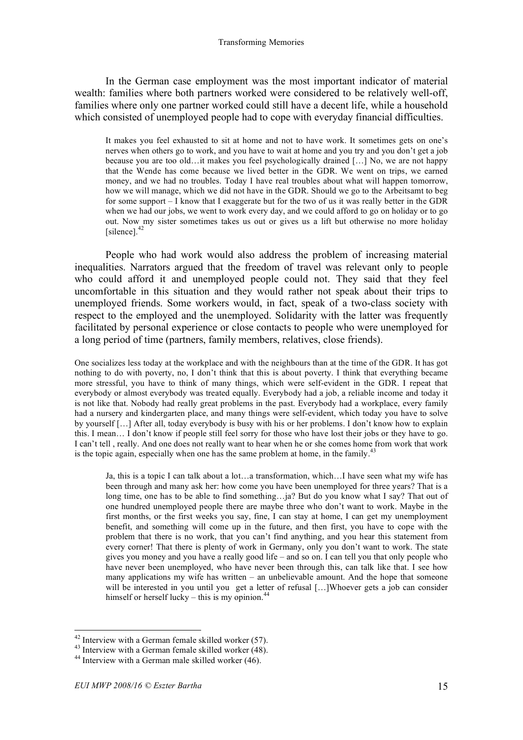In the German case employment was the most important indicator of material wealth: families where both partners worked were considered to be relatively well-off, families where only one partner worked could still have a decent life, while a household which consisted of unemployed people had to cope with everyday financial difficulties.

> It makes you feel exhausted to sit at home and not to have work. It sometimes gets on one's nerves when others go to work, and you have to wait at home and you try and you don't get a job because you are too old…it makes you feel psychologically drained […] No, we are not happy that the Wende has come because we lived better in the GDR. We went on trips, we earned money, and we had no troubles. Today I have real troubles about what will happen tomorrow, how we will manage, which we did not have in the GDR. Should we go to the Arbeitsamt to beg for some support – I know that I exaggerate but for the two of us it was really better in the GDR when we had our jobs, we went to work every day, and we could afford to go on holiday or to go out. Now my sister sometimes takes us out or gives us a lift but otherwise no more holiday [silence].[42]

People who had work would also address the problem of increasing material inequalities. Narrators argued that the freedom of travel was relevant only to people who could afford it and unemployed people could not. They said that they feel uncomfortable in this situation and they would rather not speak about their trips to unemployed friends. Some workers would, in fact, speak of a two-class society with respect to the employed and the unemployed. Solidarity with the latter was frequently facilitated by personal experience or close contacts to people who were unemployed for a long period of time (partners, family members, relatives, close friends).

One socializes less today at the workplace and with the neighbours than at the time of the GDR. It has got nothing to do with poverty, no, I don't think that this is about poverty. I think that everything became more stressful, you have to think of many things, which were self-evident in the GDR. I repeat that everybody or almost everybody was treated equally. Everybody had a job, a reliable income and today it is not like that. Nobody had really great problems in the past. Everybody had a workplace, every family had a nursery and kindergarten place, and many things were self-evident, which today you have to solve by yourself […] After all, today everybody is busy with his or her problems. I don't know how to explain this. I mean… I don't know if people still feel sorry for those who have lost their jobs or they have to go. I can't tell , really. And one does not really want to hear when he or she comes home from work that work is the topic again, especially when one has the same problem at home, in the family.[43]

> Ja, this is a topic I can talk about a lot…a transformation, which…I have seen what my wife has been through and many ask her: how come you have been unemployed for three years? That is a long time, one has to be able to find something…ja? But do you know what I say? That out of one hundred unemployed people there are maybe three who don't want to work. Maybe in the first months, or the first weeks you say, fine, I can stay at home, I can get my unemployment benefit, and something will come up in the future, and then first, you have to cope with the problem that there is no work, that you can't find anything, and you hear this statement from every corner! That there is plenty of work in Germany, only you don't want to work. The state gives you money and you have a really good life – and so on. I can tell you that only people who have never been unemployed, who have never been through this, can talk like that. I see how many applications my wife has written – an unbelievable amount. And the hope that someone will be interested in you until you get a letter of refusal […]Whoever gets a job can consider himself or herself lucky – this is my opinion.[44]

---

[42] Interview with a German female skilled worker (57).

[43] Interview with a German female skilled worker (48).

[44] Interview with a German male skilled worker (46).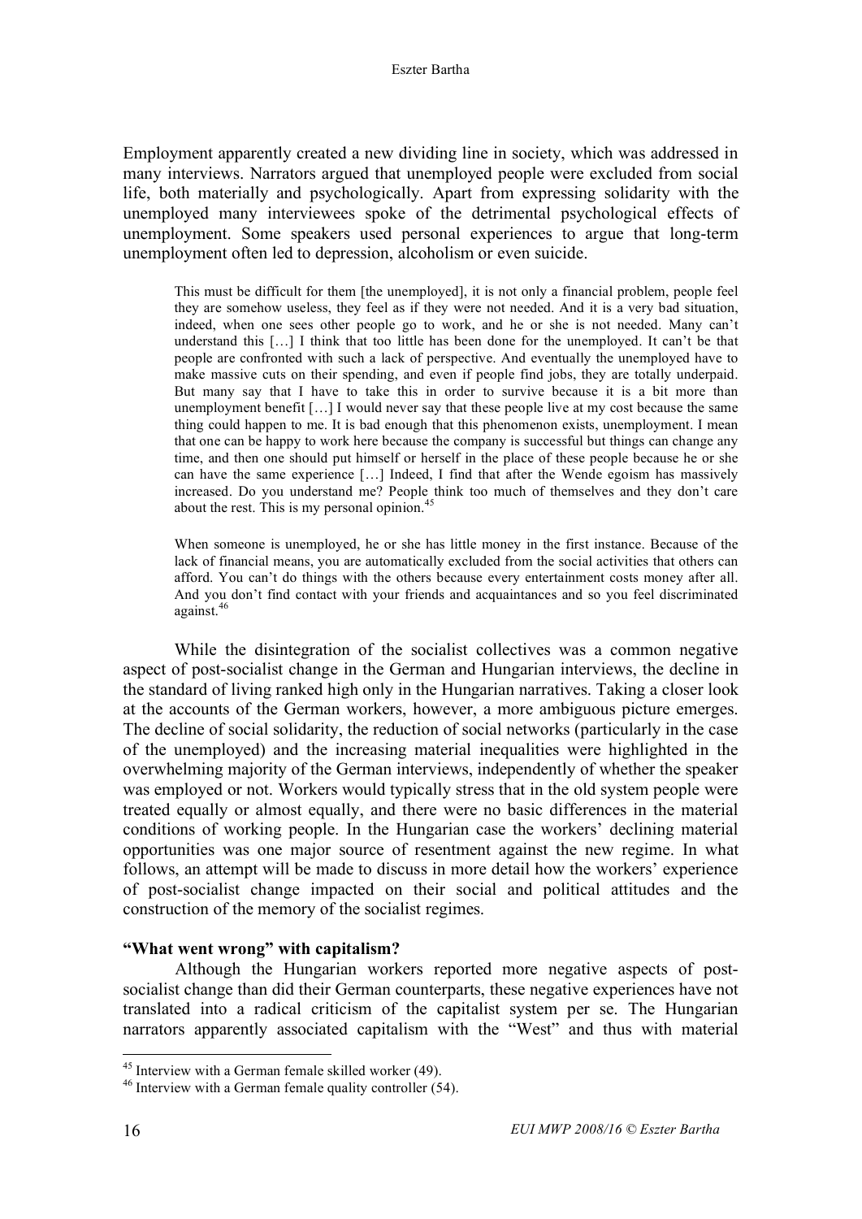Employment apparently created a new dividing line in society, which was addressed in many interviews. Narrators argued that unemployed people were excluded from social life, both materially and psychologically. Apart from expressing solidarity with the unemployed many interviewees spoke of the detrimental psychological effects of unemployment. Some speakers used personal experiences to argue that long-term unemployment often led to depression, alcoholism or even suicide.

> This must be difficult for them [the unemployed], it is not only a financial problem, people feel they are somehow useless, they feel as if they were not needed. And it is a very bad situation, indeed, when one sees other people go to work, and he or she is not needed. Many can't understand this […] I think that too little has been done for the unemployed. It can't be that people are confronted with such a lack of perspective. And eventually the unemployed have to make massive cuts on their spending, and even if people find jobs, they are totally underpaid. But many say that I have to take this in order to survive because it is a bit more than unemployment benefit […] I would never say that these people live at my cost because the same thing could happen to me. It is bad enough that this phenomenon exists, unemployment. I mean that one can be happy to work here because the company is successful but things can change any time, and then one should put himself or herself in the place of these people because he or she can have the same experience […] Indeed, I find that after the Wende egoism has massively increased. Do you understand me? People think too much of themselves and they don't care about the rest. This is my personal opinion.[45]

> When someone is unemployed, he or she has little money in the first instance. Because of the lack of financial means, you are automatically excluded from the social activities that others can afford. You can't do things with the others because every entertainment costs money after all. And you don't find contact with your friends and acquaintances and so you feel discriminated against.[46]

While the disintegration of the socialist collectives was a common negative aspect of post-socialist change in the German and Hungarian interviews, the decline in the standard of living ranked high only in the Hungarian narratives. Taking a closer look at the accounts of the German workers, however, a more ambiguous picture emerges. The decline of social solidarity, the reduction of social networks (particularly in the case of the unemployed) and the increasing material inequalities were highlighted in the overwhelming majority of the German interviews, independently of whether the speaker was employed or not. Workers would typically stress that in the old system people were treated equally or almost equally, and there were no basic differences in the material conditions of working people. In the Hungarian case the workers' declining material opportunities was one major source of resentment against the new regime. In what follows, an attempt will be made to discuss in more detail how the workers' experience of post-socialist change impacted on their social and political attitudes and the construction of the memory of the socialist regimes.

### "What went wrong" with capitalism?

Although the Hungarian workers reported more negative aspects of post-socialist change than did their German counterparts, these negative experiences have not translated into a radical criticism of the capitalist system per se. The Hungarian narrators apparently associated capitalism with the "West" and thus with material

---

[45] Interview with a German female skilled worker (49).

[46] Interview with a German female quality controller (54).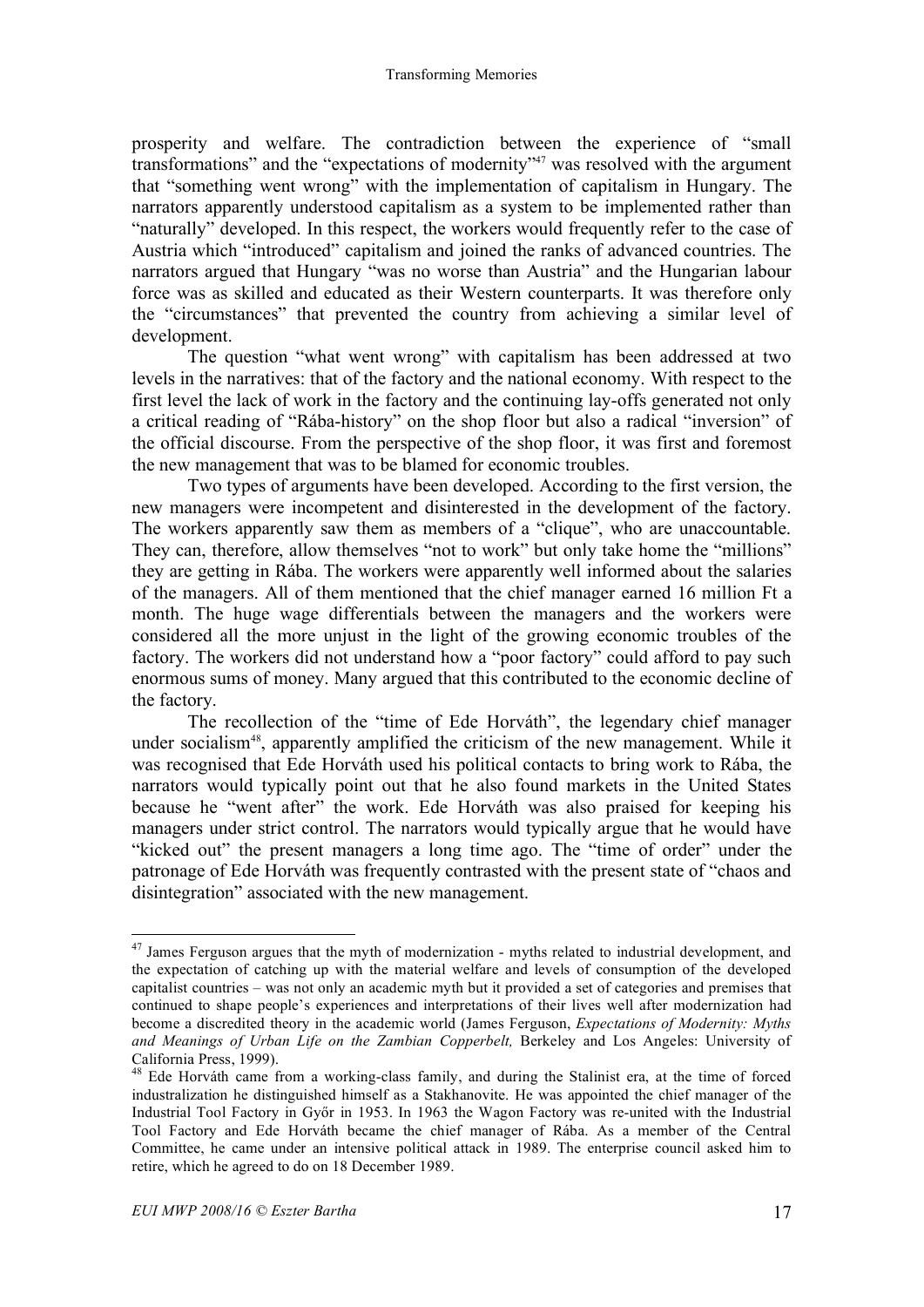prosperity and welfare. The contradiction between the experience of "small transformations" and the "expectations of modernity"[47] was resolved with the argument that "something went wrong" with the implementation of capitalism in Hungary. The narrators apparently understood capitalism as a system to be implemented rather than "naturally" developed. In this respect, the workers would frequently refer to the case of Austria which "introduced" capitalism and joined the ranks of advanced countries. The narrators argued that Hungary "was no worse than Austria" and the Hungarian labour force was as skilled and educated as their Western counterparts. It was therefore only the "circumstances" that prevented the country from achieving a similar level of development.

The question "what went wrong" with capitalism has been addressed at two levels in the narratives: that of the factory and the national economy. With respect to the first level the lack of work in the factory and the continuing lay-offs generated not only a critical reading of "Rába-history" on the shop floor but also a radical "inversion" of the official discourse. From the perspective of the shop floor, it was first and foremost the new management that was to be blamed for economic troubles.

Two types of arguments have been developed. According to the first version, the new managers were incompetent and disinterested in the development of the factory. The workers apparently saw them as members of a "clique", who are unaccountable. They can, therefore, allow themselves "not to work" but only take home the "millions" they are getting in Rába. The workers were apparently well informed about the salaries of the managers. All of them mentioned that the chief manager earned 16 million Ft a month. The huge wage differentials between the managers and the workers were considered all the more unjust in the light of the growing economic troubles of the factory. The workers did not understand how a "poor factory" could afford to pay such enormous sums of money. Many argued that this contributed to the economic decline of the factory.

The recollection of the "time of Ede Horváth", the legendary chief manager under socialism[48], apparently amplified the criticism of the new management. While it was recognised that Ede Horváth used his political contacts to bring work to Rába, the narrators would typically point out that he also found markets in the United States because he "went after" the work. Ede Horváth was also praised for keeping his managers under strict control. The narrators would typically argue that he would have "kicked out" the present managers a long time ago. The "time of order" under the patronage of Ede Horváth was frequently contrasted with the present state of "chaos and disintegration" associated with the new management.

---

[47] James Ferguson argues that the myth of modernization - myths related to industrial development, and the expectation of catching up with the material welfare and levels of consumption of the developed capitalist countries – was not only an academic myth but it provided a set of categories and premises that continued to shape people's experiences and interpretations of their lives well after modernization had become a discredited theory in the academic world (James Ferguson, *Expectations of Modernity: Myths and Meanings of Urban Life on the Zambian Copperbelt,* Berkeley and Los Angeles: University of California Press, 1999).

[48] Ede Horváth came from a working-class family, and during the Stalinist era, at the time of forced industralization he distinguished himself as a Stakhanovite. He was appointed the chief manager of the Industrial Tool Factory in Győr in 1953. In 1963 the Wagon Factory was re-united with the Industrial Tool Factory and Ede Horváth became the chief manager of Rába. As a member of the Central Committee, he came under an intensive political attack in 1989. The enterprise council asked him to retire, which he agreed to do on 18 December 1989.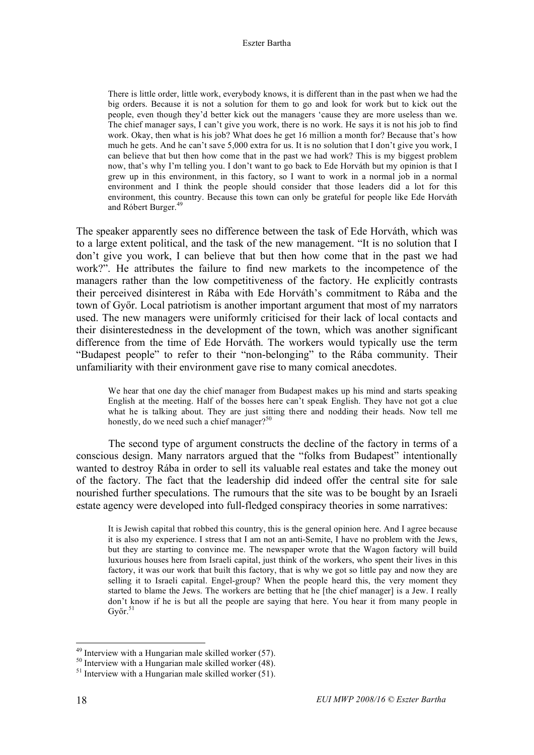> There is little order, little work, everybody knows, it is different than in the past when we had the big orders. Because it is not a solution for them to go and look for work but to kick out the people, even though they'd better kick out the managers 'cause they are more useless than we. The chief manager says, I can't give you work, there is no work. He says it is not his job to find work. Okay, then what is his job? What does he get 16 million a month for? Because that's how much he gets. And he can't save 5,000 extra for us. It is no solution that I don't give you work, I can believe that but then how come that in the past we had work? This is my biggest problem now, that's why I'm telling you. I don't want to go back to Ede Horváth but my opinion is that I grew up in this environment, in this factory, so I want to work in a normal job in a normal environment and I think the people should consider that those leaders did a lot for this environment, this country. Because this town can only be grateful for people like Ede Horváth and Róbert Burger.[49]

The speaker apparently sees no difference between the task of Ede Horváth, which was to a large extent political, and the task of the new management. "It is no solution that I don't give you work, I can believe that but then how come that in the past we had work?". He attributes the failure to find new markets to the incompetence of the managers rather than the low competitiveness of the factory. He explicitly contrasts their perceived disinterest in Rába with Ede Horváth's commitment to Rába and the town of Győr. Local patriotism is another important argument that most of my narrators used. The new managers were uniformly criticised for their lack of local contacts and their disinterestedness in the development of the town, which was another significant difference from the time of Ede Horváth. The workers would typically use the term "Budapest people" to refer to their "non-belonging" to the Rába community. Their unfamiliarity with their environment gave rise to many comical anecdotes.

> We hear that one day the chief manager from Budapest makes up his mind and starts speaking English at the meeting. Half of the bosses here can't speak English. They have not got a clue what he is talking about. They are just sitting there and nodding their heads. Now tell me honestly, do we need such a chief manager?[50]

The second type of argument constructs the decline of the factory in terms of a conscious design. Many narrators argued that the "folks from Budapest" intentionally wanted to destroy Rába in order to sell its valuable real estates and take the money out of the factory. The fact that the leadership did indeed offer the central site for sale nourished further speculations. The rumours that the site was to be bought by an Israeli estate agency were developed into full-fledged conspiracy theories in some narratives:

> It is Jewish capital that robbed this country, this is the general opinion here. And I agree because it is also my experience. I stress that I am not an anti-Semite, I have no problem with the Jews, but they are starting to convince me. The newspaper wrote that the Wagon factory will build luxurious houses here from Israeli capital, just think of the workers, who spent their lives in this factory, it was our work that built this factory, that is why we got so little pay and now they are selling it to Israeli capital. Engel-group? When the people heard this, the very moment they started to blame the Jews. The workers are betting that he [the chief manager] is a Jew. I really don't know if he is but all the people are saying that here. You hear it from many people in Győr.[51]

---

[49] Interview with a Hungarian male skilled worker (57).

[50] Interview with a Hungarian male skilled worker (48).

[51] Interview with a Hungarian male skilled worker (51).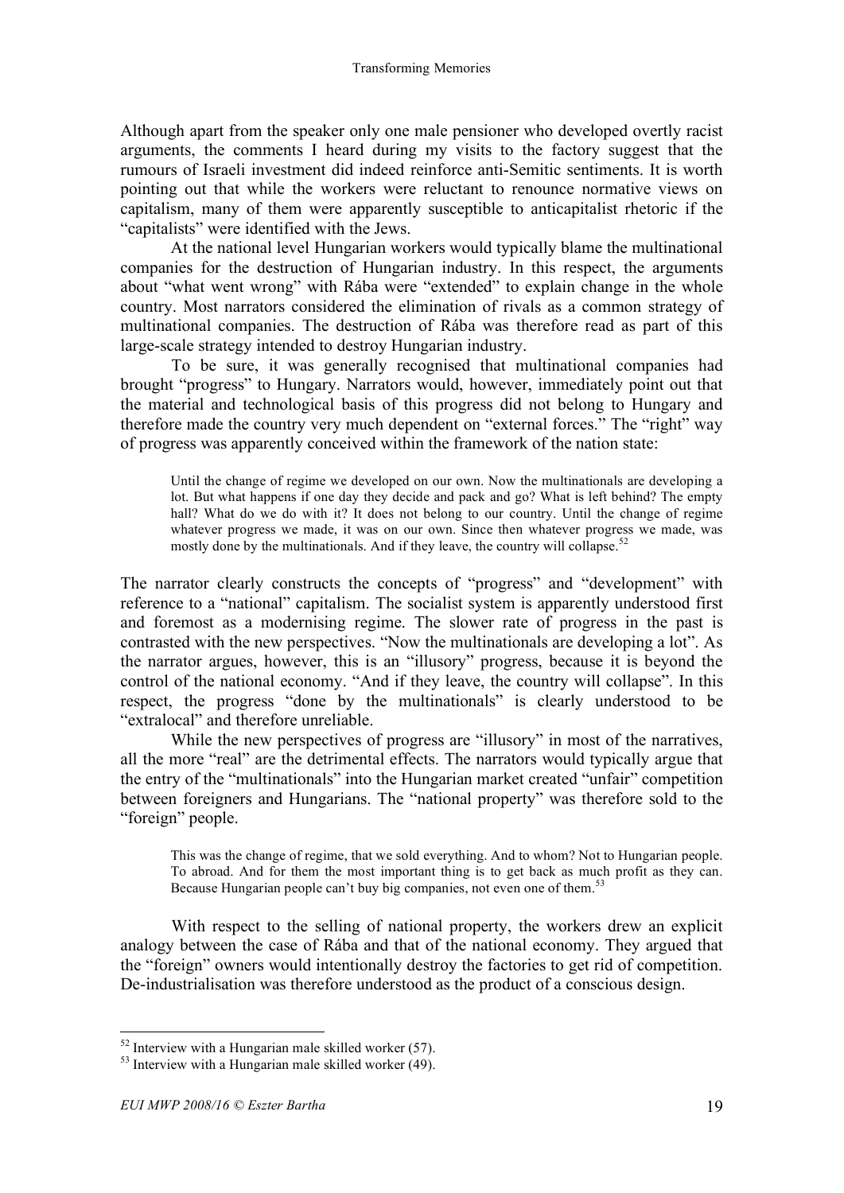Although apart from the speaker only one male pensioner who developed overtly racist arguments, the comments I heard during my visits to the factory suggest that the rumours of Israeli investment did indeed reinforce anti-Semitic sentiments. It is worth pointing out that while the workers were reluctant to renounce normative views on capitalism, many of them were apparently susceptible to anticapitalist rhetoric if the "capitalists" were identified with the Jews.

At the national level Hungarian workers would typically blame the multinational companies for the destruction of Hungarian industry. In this respect, the arguments about "what went wrong" with Rába were "extended" to explain change in the whole country. Most narrators considered the elimination of rivals as a common strategy of multinational companies. The destruction of Rába was therefore read as part of this large-scale strategy intended to destroy Hungarian industry.

To be sure, it was generally recognised that multinational companies had brought "progress" to Hungary. Narrators would, however, immediately point out that the material and technological basis of this progress did not belong to Hungary and therefore made the country very much dependent on "external forces." The "right" way of progress was apparently conceived within the framework of the nation state:

> Until the change of regime we developed on our own. Now the multinationals are developing a lot. But what happens if one day they decide and pack and go? What is left behind? The empty hall? What do we do with it? It does not belong to our country. Until the change of regime whatever progress we made, it was on our own. Since then whatever progress we made, was mostly done by the multinationals. And if they leave, the country will collapse.[52]

The narrator clearly constructs the concepts of "progress" and "development" with reference to a "national" capitalism. The socialist system is apparently understood first and foremost as a modernising regime. The slower rate of progress in the past is contrasted with the new perspectives. "Now the multinationals are developing a lot". As the narrator argues, however, this is an "illusory" progress, because it is beyond the control of the national economy. "And if they leave, the country will collapse". In this respect, the progress "done by the multinationals" is clearly understood to be "extralocal" and therefore unreliable.

While the new perspectives of progress are "illusory" in most of the narratives, all the more "real" are the detrimental effects. The narrators would typically argue that the entry of the "multinationals" into the Hungarian market created "unfair" competition between foreigners and Hungarians. The "national property" was therefore sold to the "foreign" people.

> This was the change of regime, that we sold everything. And to whom? Not to Hungarian people. To abroad. And for them the most important thing is to get back as much profit as they can. Because Hungarian people can't buy big companies, not even one of them.[53]

With respect to the selling of national property, the workers drew an explicit analogy between the case of Rába and that of the national economy. They argued that the "foreign" owners would intentionally destroy the factories to get rid of competition. De-industrialisation was therefore understood as the product of a conscious design.

---

[52] Interview with a Hungarian male skilled worker (57).

[53] Interview with a Hungarian male skilled worker (49).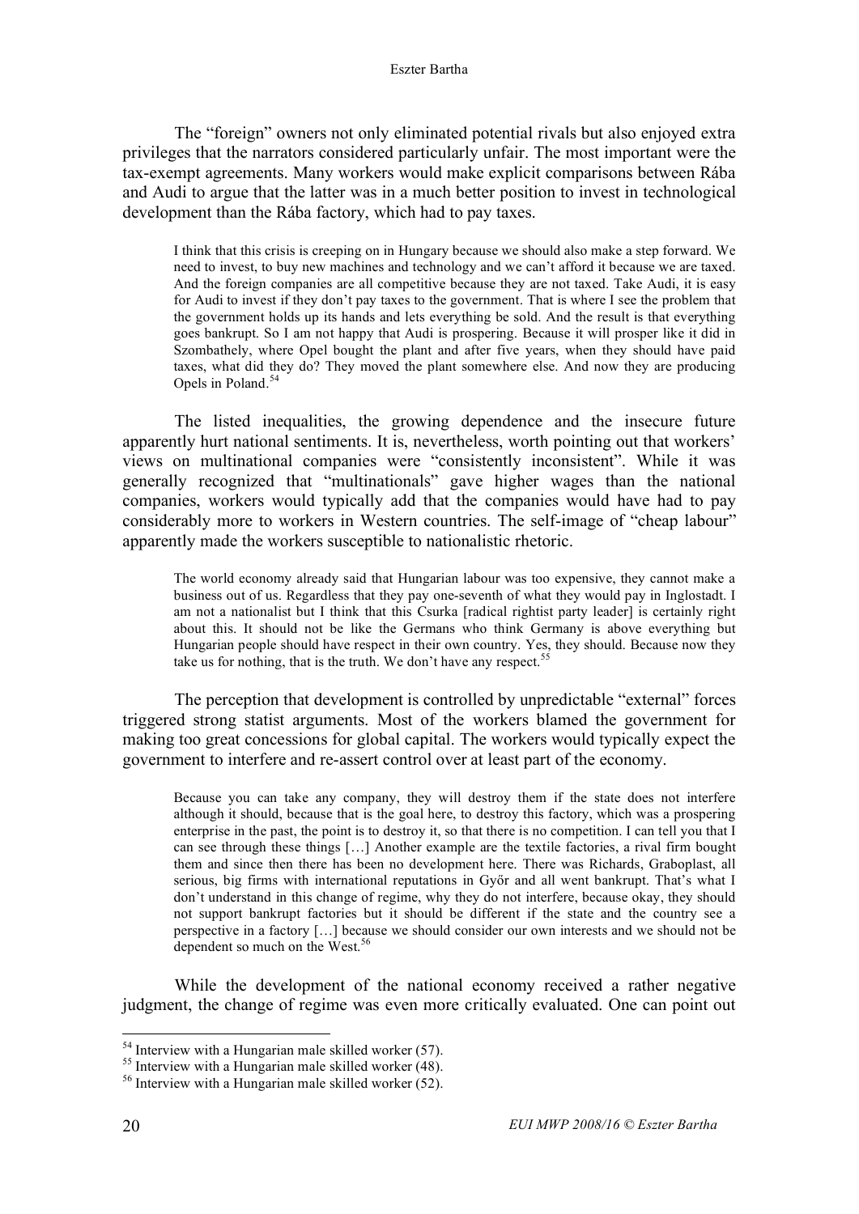The "foreign" owners not only eliminated potential rivals but also enjoyed extra privileges that the narrators considered particularly unfair. The most important were the tax-exempt agreements. Many workers would make explicit comparisons between Rába and Audi to argue that the latter was in a much better position to invest in technological development than the Rába factory, which had to pay taxes.

> I think that this crisis is creeping on in Hungary because we should also make a step forward. We need to invest, to buy new machines and technology and we can't afford it because we are taxed. And the foreign companies are all competitive because they are not taxed. Take Audi, it is easy for Audi to invest if they don't pay taxes to the government. That is where I see the problem that the government holds up its hands and lets everything be sold. And the result is that everything goes bankrupt. So I am not happy that Audi is prospering. Because it will prosper like it did in Szombathely, where Opel bought the plant and after five years, when they should have paid taxes, what did they do? They moved the plant somewhere else. And now they are producing Opels in Poland.[54]

The listed inequalities, the growing dependence and the insecure future apparently hurt national sentiments. It is, nevertheless, worth pointing out that workers' views on multinational companies were "consistently inconsistent". While it was generally recognized that "multinationals" gave higher wages than the national companies, workers would typically add that the companies would have had to pay considerably more to workers in Western countries. The self-image of "cheap labour" apparently made the workers susceptible to nationalistic rhetoric.

> The world economy already said that Hungarian labour was too expensive, they cannot make a business out of us. Regardless that they pay one-seventh of what they would pay in Inglostadt. I am not a nationalist but I think that this Csurka [radical rightist party leader] is certainly right about this. It should not be like the Germans who think Germany is above everything but Hungarian people should have respect in their own country. Yes, they should. Because now they take us for nothing, that is the truth. We don't have any respect.[55]

The perception that development is controlled by unpredictable "external" forces triggered strong statist arguments. Most of the workers blamed the government for making too great concessions for global capital. The workers would typically expect the government to interfere and re-assert control over at least part of the economy.

> Because you can take any company, they will destroy them if the state does not interfere although it should, because that is the goal here, to destroy this factory, which was a prospering enterprise in the past, the point is to destroy it, so that there is no competition. I can tell you that I can see through these things […] Another example are the textile factories, a rival firm bought them and since then there has been no development here. There was Richards, Graboplast, all serious, big firms with international reputations in Győr and all went bankrupt. That's what I don't understand in this change of regime, why they do not interfere, because okay, they should not support bankrupt factories but it should be different if the state and the country see a perspective in a factory […] because we should consider our own interests and we should not be dependent so much on the West.[56]

While the development of the national economy received a rather negative judgment, the change of regime was even more critically evaluated. One can point out

---

[54] Interview with a Hungarian male skilled worker (57).

[55] Interview with a Hungarian male skilled worker (48).

[56] Interview with a Hungarian male skilled worker (52).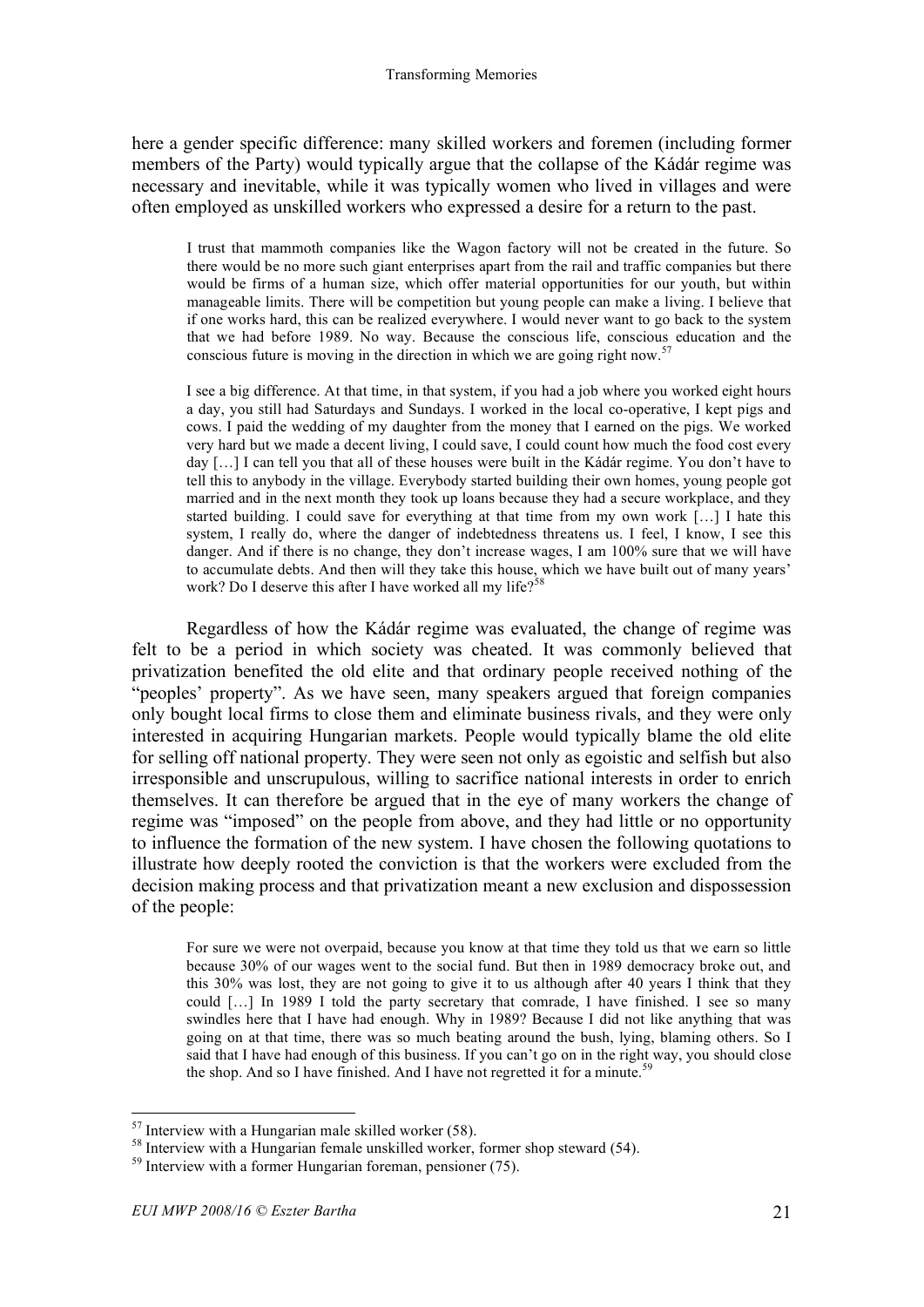here a gender specific difference: many skilled workers and foremen (including former members of the Party) would typically argue that the collapse of the Kádár regime was necessary and inevitable, while it was typically women who lived in villages and were often employed as unskilled workers who expressed a desire for a return to the past.

> I trust that mammoth companies like the Wagon factory will not be created in the future. So there would be no more such giant enterprises apart from the rail and traffic companies but there would be firms of a human size, which offer material opportunities for our youth, but within manageable limits. There will be competition but young people can make a living. I believe that if one works hard, this can be realized everywhere. I would never want to go back to the system that we had before 1989. No way. Because the conscious life, conscious education and the conscious future is moving in the direction in which we are going right now.[57]

> I see a big difference. At that time, in that system, if you had a job where you worked eight hours a day, you still had Saturdays and Sundays. I worked in the local co-operative, I kept pigs and cows. I paid the wedding of my daughter from the money that I earned on the pigs. We worked very hard but we made a decent living, I could save, I could count how much the food cost every day […] I can tell you that all of these houses were built in the Kádár regime. You don't have to tell this to anybody in the village. Everybody started building their own homes, young people got married and in the next month they took up loans because they had a secure workplace, and they started building. I could save for everything at that time from my own work […] I hate this system, I really do, where the danger of indebtedness threatens us. I feel, I know, I see this danger. And if there is no change, they don't increase wages, I am 100% sure that we will have to accumulate debts. And then will they take this house, which we have built out of many years' work? Do I deserve this after I have worked all my life?[58]

Regardless of how the Kádár regime was evaluated, the change of regime was felt to be a period in which society was cheated. It was commonly believed that privatization benefited the old elite and that ordinary people received nothing of the "peoples' property". As we have seen, many speakers argued that foreign companies only bought local firms to close them and eliminate business rivals, and they were only interested in acquiring Hungarian markets. People would typically blame the old elite for selling off national property. They were seen not only as egoistic and selfish but also irresponsible and unscrupulous, willing to sacrifice national interests in order to enrich themselves. It can therefore be argued that in the eye of many workers the change of regime was "imposed" on the people from above, and they had little or no opportunity to influence the formation of the new system. I have chosen the following quotations to illustrate how deeply rooted the conviction is that the workers were excluded from the decision making process and that privatization meant a new exclusion and dispossession of the people:

> For sure we were not overpaid, because you know at that time they told us that we earn so little because 30% of our wages went to the social fund. But then in 1989 democracy broke out, and this 30% was lost, they are not going to give it to us although after 40 years I think that they could […] In 1989 I told the party secretary that comrade, I have finished. I see so many swindles here that I have had enough. Why in 1989? Because I did not like anything that was going on at that time, there was so much beating around the bush, lying, blaming others. So I said that I have had enough of this business. If you can't go on in the right way, you should close the shop. And so I have finished. And I have not regretted it for a minute.[59]

---

[57] Interview with a Hungarian male skilled worker (58).

[58] Interview with a Hungarian female unskilled worker, former shop steward (54).

[59] Interview with a former Hungarian foreman, pensioner (75).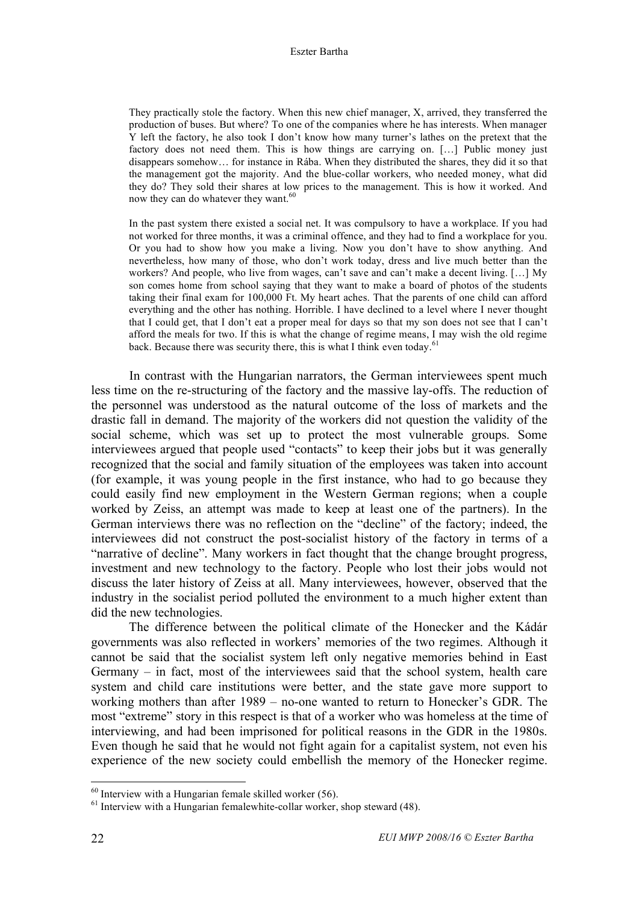> They practically stole the factory. When this new chief manager, X, arrived, they transferred the production of buses. But where? To one of the companies where he has interests. When manager Y left the factory, he also took I don't know how many turner's lathes on the pretext that the factory does not need them. This is how things are carrying on. […] Public money just disappears somehow… for instance in Rába. When they distributed the shares, they did it so that the management got the majority. And the blue-collar workers, who needed money, what did they do? They sold their shares at low prices to the management. This is how it worked. And now they can do whatever they want.[60]

> In the past system there existed a social net. It was compulsory to have a workplace. If you had not worked for three months, it was a criminal offence, and they had to find a workplace for you. Or you had to show how you make a living. Now you don't have to show anything. And nevertheless, how many of those, who don't work today, dress and live much better than the workers? And people, who live from wages, can't save and can't make a decent living. […] My son comes home from school saying that they want to make a board of photos of the students taking their final exam for 100,000 Ft. My heart aches. That the parents of one child can afford everything and the other has nothing. Horrible. I have declined to a level where I never thought that I could get, that I don't eat a proper meal for days so that my son does not see that I can't afford the meals for two. If this is what the change of regime means, I may wish the old regime back. Because there was security there, this is what I think even today.[61]

In contrast with the Hungarian narrators, the German interviewees spent much less time on the re-structuring of the factory and the massive lay-offs. The reduction of the personnel was understood as the natural outcome of the loss of markets and the drastic fall in demand. The majority of the workers did not question the validity of the social scheme, which was set up to protect the most vulnerable groups. Some interviewees argued that people used "contacts" to keep their jobs but it was generally recognized that the social and family situation of the employees was taken into account (for example, it was young people in the first instance, who had to go because they could easily find new employment in the Western German regions; when a couple worked by Zeiss, an attempt was made to keep at least one of the partners). In the German interviews there was no reflection on the "decline" of the factory; indeed, the interviewees did not construct the post-socialist history of the factory in terms of a "narrative of decline". Many workers in fact thought that the change brought progress, investment and new technology to the factory. People who lost their jobs would not discuss the later history of Zeiss at all. Many interviewees, however, observed that the industry in the socialist period polluted the environment to a much higher extent than did the new technologies.

The difference between the political climate of the Honecker and the Kádár governments was also reflected in workers' memories of the two regimes. Although it cannot be said that the socialist system left only negative memories behind in East Germany – in fact, most of the interviewees said that the school system, health care system and child care institutions were better, and the state gave more support to working mothers than after 1989 – no-one wanted to return to Honecker's GDR. The most "extreme" story in this respect is that of a worker who was homeless at the time of interviewing, and had been imprisoned for political reasons in the GDR in the 1980s. Even though he said that he would not fight again for a capitalist system, not even his experience of the new society could embellish the memory of the Honecker regime.

[60] Interview with a Hungarian female skilled worker (56).

[61] Interview with a Hungarian femalewhite-collar worker, shop steward (48).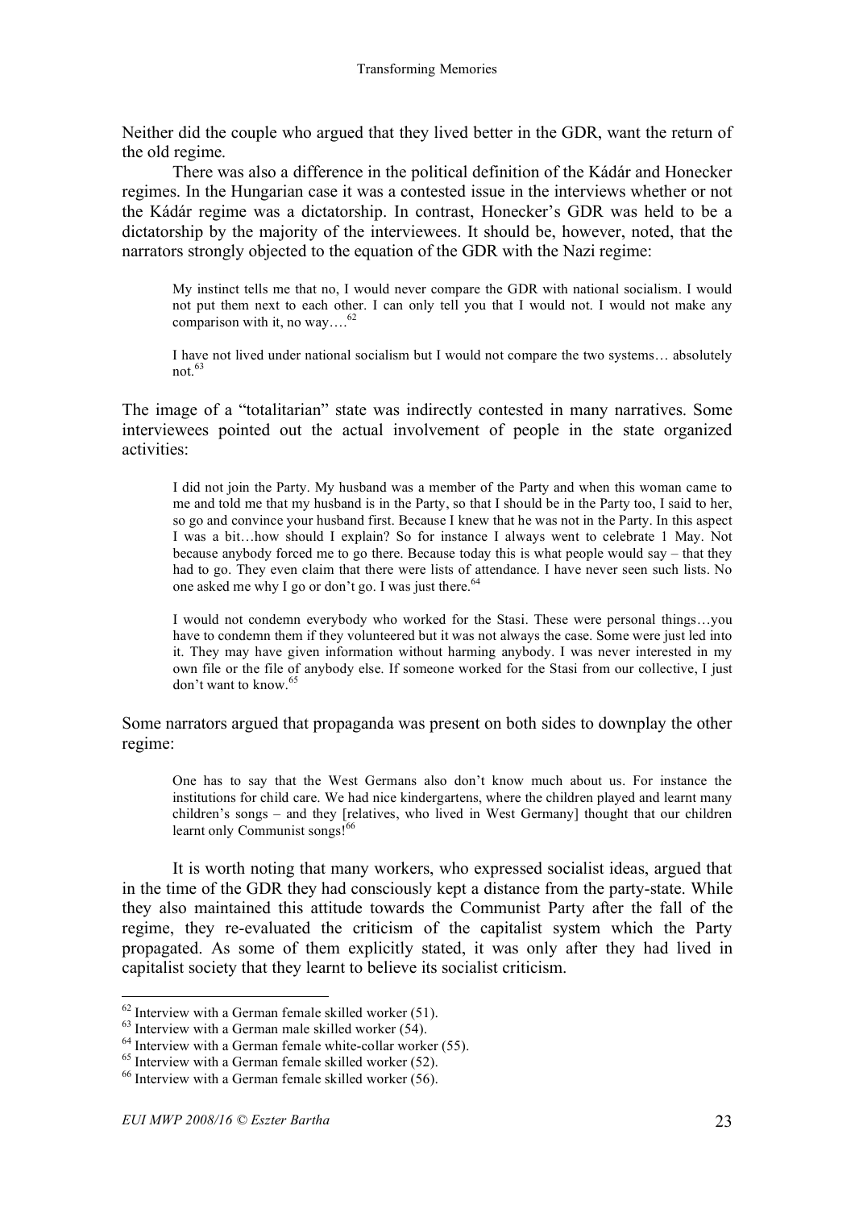Neither did the couple who argued that they lived better in the GDR, want the return of the old regime.

There was also a difference in the political definition of the Kádár and Honecker regimes. In the Hungarian case it was a contested issue in the interviews whether or not the Kádár regime was a dictatorship. In contrast, Honecker's GDR was held to be a dictatorship by the majority of the interviewees. It should be, however, noted, that the narrators strongly objected to the equation of the GDR with the Nazi regime:

> My instinct tells me that no, I would never compare the GDR with national socialism. I would not put them next to each other. I can only tell you that I would not. I would not make any comparison with it, no way….[62]

> I have not lived under national socialism but I would not compare the two systems… absolutely not.[63]

The image of a "totalitarian" state was indirectly contested in many narratives. Some interviewees pointed out the actual involvement of people in the state organized activities:

> I did not join the Party. My husband was a member of the Party and when this woman came to me and told me that my husband is in the Party, so that I should be in the Party too, I said to her, so go and convince your husband first. Because I knew that he was not in the Party. In this aspect I was a bit…how should I explain? So for instance I always went to celebrate 1 May. Not because anybody forced me to go there. Because today this is what people would say – that they had to go. They even claim that there were lists of attendance. I have never seen such lists. No one asked me why I go or don't go. I was just there.[64]

> I would not condemn everybody who worked for the Stasi. These were personal things…you have to condemn them if they volunteered but it was not always the case. Some were just led into it. They may have given information without harming anybody. I was never interested in my own file or the file of anybody else. If someone worked for the Stasi from our collective, I just don't want to know.[65]

Some narrators argued that propaganda was present on both sides to downplay the other regime:

> One has to say that the West Germans also don't know much about us. For instance the institutions for child care. We had nice kindergartens, where the children played and learnt many children's songs – and they [relatives, who lived in West Germany] thought that our children learnt only Communist songs![66]

It is worth noting that many workers, who expressed socialist ideas, argued that in the time of the GDR they had consciously kept a distance from the party-state. While they also maintained this attitude towards the Communist Party after the fall of the regime, they re-evaluated the criticism of the capitalist system which the Party propagated. As some of them explicitly stated, it was only after they had lived in capitalist society that they learnt to believe its socialist criticism.

---

[62] Interview with a German female skilled worker (51).

[63] Interview with a German male skilled worker (54).

[64] Interview with a German female white-collar worker (55).

[65] Interview with a German female skilled worker (52).

[66] Interview with a German female skilled worker (56).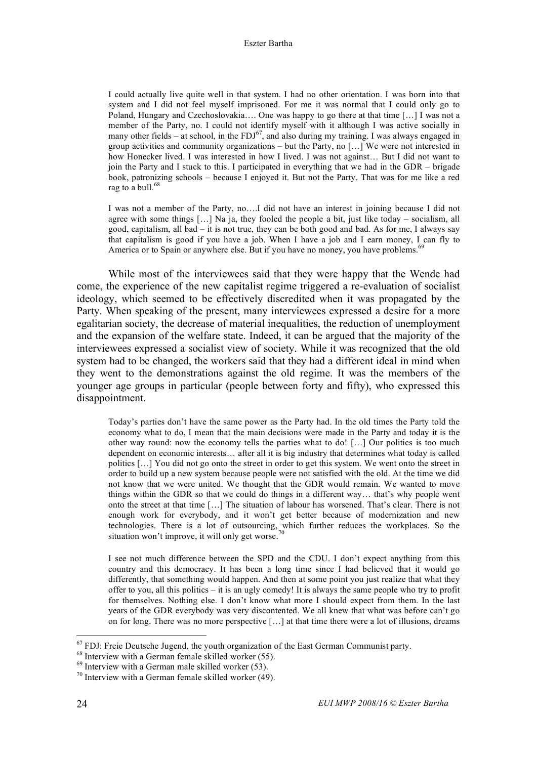> I could actually live quite well in that system. I had no other orientation. I was born into that system and I did not feel myself imprisoned. For me it was normal that I could only go to Poland, Hungary and Czechoslovakia…. One was happy to go there at that time […] I was not a member of the Party, no. I could not identify myself with it although I was active socially in many other fields – at school, in the FDJ[67], and also during my training. I was always engaged in group activities and community organizations – but the Party, no […] We were not interested in how Honecker lived. I was interested in how I lived. I was not against… But I did not want to join the Party and I stuck to this. I participated in everything that we had in the GDR – brigade book, patronizing schools – because I enjoyed it. But not the Party. That was for me like a red rag to a bull.[68]

> I was not a member of the Party, no….I did not have an interest in joining because I did not agree with some things […] Na ja, they fooled the people a bit, just like today – socialism, all good, capitalism, all bad – it is not true, they can be both good and bad. As for me, I always say that capitalism is good if you have a job. When I have a job and I earn money, I can fly to America or to Spain or anywhere else. But if you have no money, you have problems.[69]

While most of the interviewees said that they were happy that the Wende had come, the experience of the new capitalist regime triggered a re-evaluation of socialist ideology, which seemed to be effectively discredited when it was propagated by the Party. When speaking of the present, many interviewees expressed a desire for a more egalitarian society, the decrease of material inequalities, the reduction of unemployment and the expansion of the welfare state. Indeed, it can be argued that the majority of the interviewees expressed a socialist view of society. While it was recognized that the old system had to be changed, the workers said that they had a different ideal in mind when they went to the demonstrations against the old regime. It was the members of the younger age groups in particular (people between forty and fifty), who expressed this disappointment.

> Today's parties don't have the same power as the Party had. In the old times the Party told the economy what to do, I mean that the main decisions were made in the Party and today it is the other way round: now the economy tells the parties what to do! […] Our politics is too much dependent on economic interests… after all it is big industry that determines what today is called politics […] You did not go onto the street in order to get this system. We went onto the street in order to build up a new system because people were not satisfied with the old. At the time we did not know that we were united. We thought that the GDR would remain. We wanted to move things within the GDR so that we could do things in a different way… that's why people went onto the street at that time […] The situation of labour has worsened. That's clear. There is not enough work for everybody, and it won't get better because of modernization and new technologies. There is a lot of outsourcing, which further reduces the workplaces. So the situation won't improve, it will only get worse.[70]

> I see not much difference between the SPD and the CDU. I don't expect anything from this country and this democracy. It has been a long time since I had believed that it would go differently, that something would happen. And then at some point you just realize that what they offer to you, all this politics – it is an ugly comedy! It is always the same people who try to profit for themselves. Nothing else. I don't know what more I should expect from them. In the last years of the GDR everybody was very discontented. We all knew that what was before can't go on for long. There was no more perspective […] at that time there were a lot of illusions, dreams

---

[67] FDJ: Freie Deutsche Jugend, the youth organization of the East German Communist party.

[68] Interview with a German female skilled worker (55).

[69] Interview with a German male skilled worker (53).

[70] Interview with a German female skilled worker (49).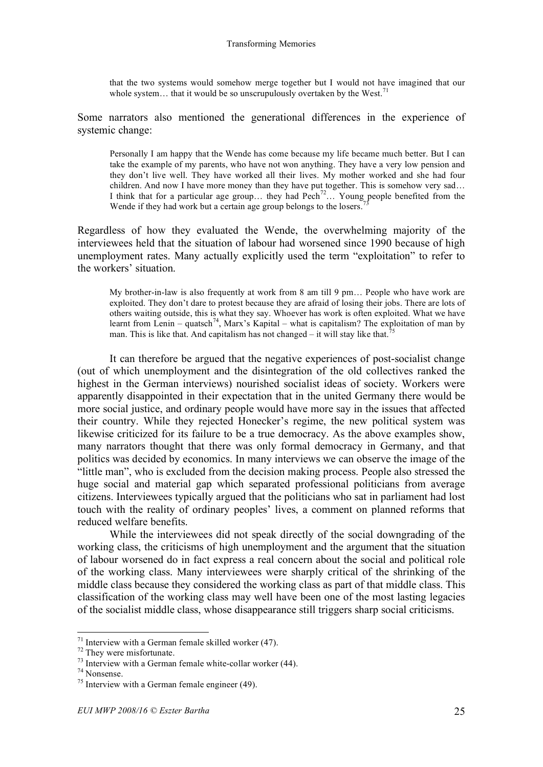> that the two systems would somehow merge together but I would not have imagined that our whole system… that it would be so unscrupulously overtaken by the West.[71]

Some narrators also mentioned the generational differences in the experience of systemic change:

> Personally I am happy that the Wende has come because my life became much better. But I can take the example of my parents, who have not won anything. They have a very low pension and they don't live well. They have worked all their lives. My mother worked and she had four children. And now I have more money than they have put together. This is somehow very sad… I think that for a particular age group… they had Pech[72]… Young people benefited from the Wende if they had work but a certain age group belongs to the losers.[73]

Regardless of how they evaluated the Wende, the overwhelming majority of the interviewees held that the situation of labour had worsened since 1990 because of high unemployment rates. Many actually explicitly used the term "exploitation" to refer to the workers' situation.

> My brother-in-law is also frequently at work from 8 am till 9 pm… People who have work are exploited. They don't dare to protest because they are afraid of losing their jobs. There are lots of others waiting outside, this is what they say. Whoever has work is often exploited. What we have learnt from Lenin – quatsch[74], Marx's Kapital – what is capitalism? The exploitation of man by man. This is like that. And capitalism has not changed – it will stay like that.[75]

It can therefore be argued that the negative experiences of post-socialist change (out of which unemployment and the disintegration of the old collectives ranked the highest in the German interviews) nourished socialist ideas of society. Workers were apparently disappointed in their expectation that in the united Germany there would be more social justice, and ordinary people would have more say in the issues that affected their country. While they rejected Honecker's regime, the new political system was likewise criticized for its failure to be a true democracy. As the above examples show, many narrators thought that there was only formal democracy in Germany, and that politics was decided by economics. In many interviews we can observe the image of the "little man", who is excluded from the decision making process. People also stressed the huge social and material gap which separated professional politicians from average citizens. Interviewees typically argued that the politicians who sat in parliament had lost touch with the reality of ordinary peoples' lives, a comment on planned reforms that reduced welfare benefits.

While the interviewees did not speak directly of the social downgrading of the working class, the criticisms of high unemployment and the argument that the situation of labour worsened do in fact express a real concern about the social and political role of the working class. Many interviewees were sharply critical of the shrinking of the middle class because they considered the working class as part of that middle class. This classification of the working class may well have been one of the most lasting legacies of the socialist middle class, whose disappearance still triggers sharp social criticisms.

---

[71] Interview with a German female skilled worker (47).

[72] They were misfortunate.

[73] Interview with a German female white-collar worker (44).

[74] Nonsense.

[75] Interview with a German female engineer (49).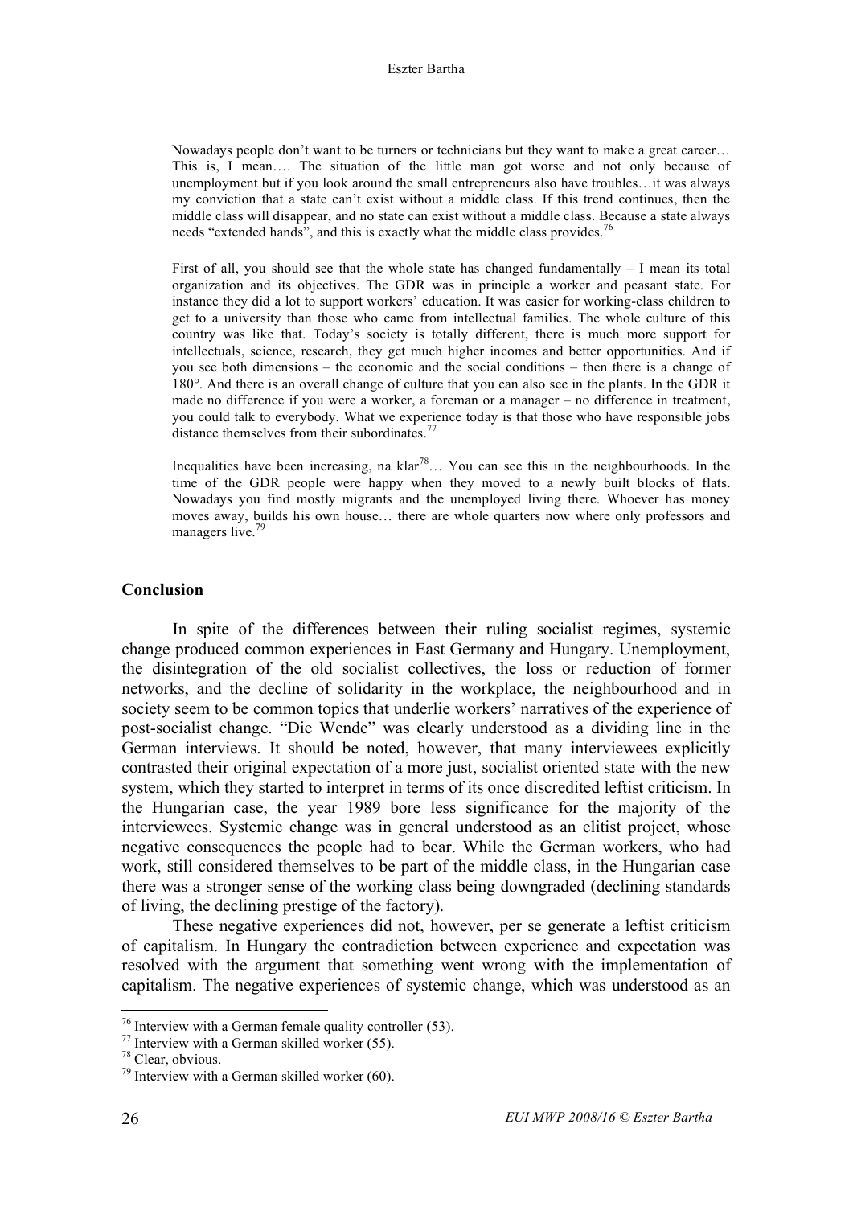> Nowadays people don't want to be turners or technicians but they want to make a great career… This is, I mean…. The situation of the little man got worse and not only because of unemployment but if you look around the small entrepreneurs also have troubles…it was always my conviction that a state can't exist without a middle class. If this trend continues, then the middle class will disappear, and no state can exist without a middle class. Because a state always needs "extended hands", and this is exactly what the middle class provides.[76]

> First of all, you should see that the whole state has changed fundamentally – I mean its total organization and its objectives. The GDR was in principle a worker and peasant state. For instance they did a lot to support workers' education. It was easier for working-class children to get to a university than those who came from intellectual families. The whole culture of this country was like that. Today's society is totally different, there is much more support for intellectuals, science, research, they get much higher incomes and better opportunities. And if you see both dimensions – the economic and the social conditions – then there is a change of 180°. And there is an overall change of culture that you can also see in the plants. In the GDR it made no difference if you were a worker, a foreman or a manager – no difference in treatment, you could talk to everybody. What we experience today is that those who have responsible jobs distance themselves from their subordinates.[77]

> Inequalities have been increasing, na klar[78]… You can see this in the neighbourhoods. In the time of the GDR people were happy when they moved to a newly built blocks of flats. Nowadays you find mostly migrants and the unemployed living there. Whoever has money moves away, builds his own house… there are whole quarters now where only professors and managers live.[79]

## Conclusion

In spite of the differences between their ruling socialist regimes, systemic change produced common experiences in East Germany and Hungary. Unemployment, the disintegration of the old socialist collectives, the loss or reduction of former networks, and the decline of solidarity in the workplace, the neighbourhood and in society seem to be common topics that underlie workers' narratives of the experience of post-socialist change. "Die Wende" was clearly understood as a dividing line in the German interviews. It should be noted, however, that many interviewees explicitly contrasted their original expectation of a more just, socialist oriented state with the new system, which they started to interpret in terms of its once discredited leftist criticism. In the Hungarian case, the year 1989 bore less significance for the majority of the interviewees. Systemic change was in general understood as an elitist project, whose negative consequences the people had to bear. While the German workers, who had work, still considered themselves to be part of the middle class, in the Hungarian case there was a stronger sense of the working class being downgraded (declining standards of living, the declining prestige of the factory).

These negative experiences did not, however, per se generate a leftist criticism of capitalism. In Hungary the contradiction between experience and expectation was resolved with the argument that something went wrong with the implementation of capitalism. The negative experiences of systemic change, which was understood as an

---

[76] Interview with a German female quality controller (53).

[77] Interview with a German skilled worker (55).

[78] Clear, obvious.

[79] Interview with a German skilled worker (60).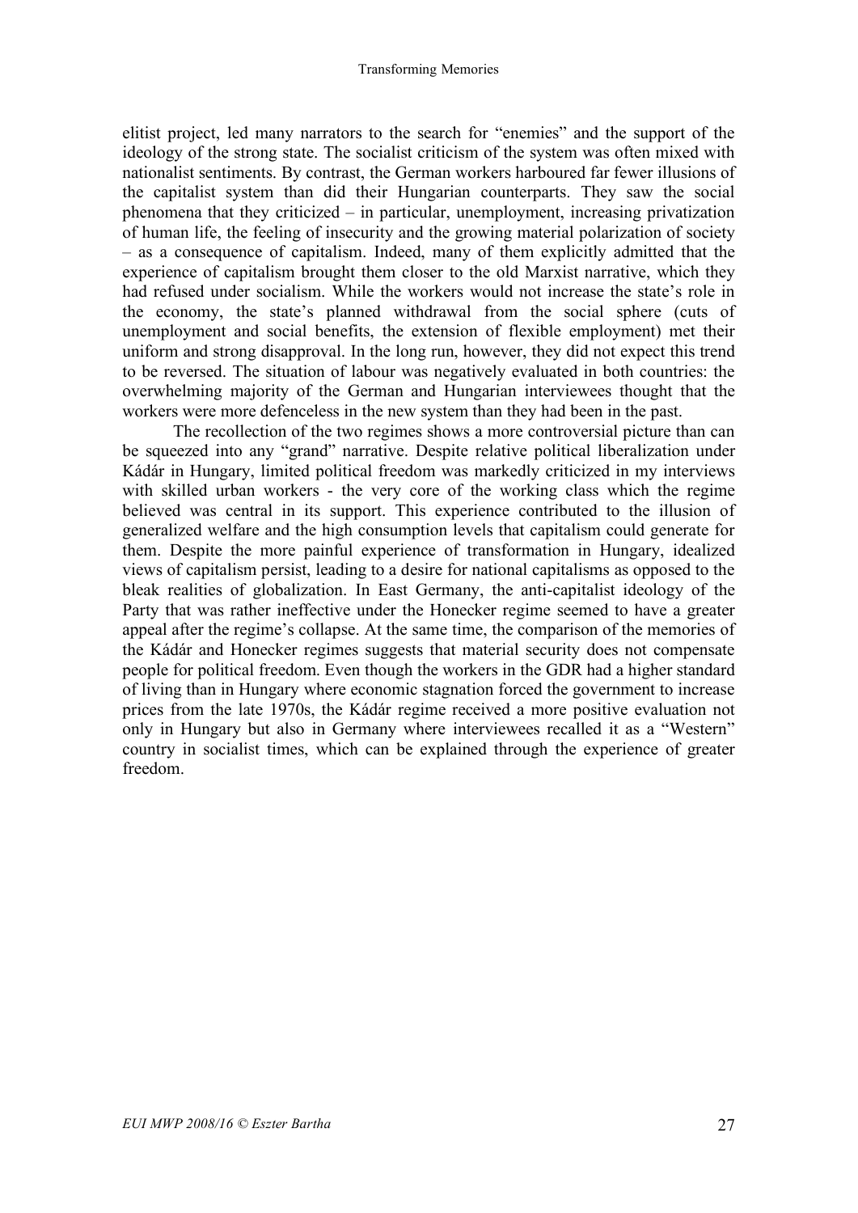elitist project, led many narrators to the search for "enemies" and the support of the ideology of the strong state. The socialist criticism of the system was often mixed with nationalist sentiments. By contrast, the German workers harboured far fewer illusions of the capitalist system than did their Hungarian counterparts. They saw the social phenomena that they criticized – in particular, unemployment, increasing privatization of human life, the feeling of insecurity and the growing material polarization of society – as a consequence of capitalism. Indeed, many of them explicitly admitted that the experience of capitalism brought them closer to the old Marxist narrative, which they had refused under socialism. While the workers would not increase the state's role in the economy, the state's planned withdrawal from the social sphere (cuts of unemployment and social benefits, the extension of flexible employment) met their uniform and strong disapproval. In the long run, however, they did not expect this trend to be reversed. The situation of labour was negatively evaluated in both countries: the overwhelming majority of the German and Hungarian interviewees thought that the workers were more defenceless in the new system than they had been in the past.

The recollection of the two regimes shows a more controversial picture than can be squeezed into any "grand" narrative. Despite relative political liberalization under Kádár in Hungary, limited political freedom was markedly criticized in my interviews with skilled urban workers - the very core of the working class which the regime believed was central in its support. This experience contributed to the illusion of generalized welfare and the high consumption levels that capitalism could generate for them. Despite the more painful experience of transformation in Hungary, idealized views of capitalism persist, leading to a desire for national capitalisms as opposed to the bleak realities of globalization. In East Germany, the anti-capitalist ideology of the Party that was rather ineffective under the Honecker regime seemed to have a greater appeal after the regime's collapse. At the same time, the comparison of the memories of the Kádár and Honecker regimes suggests that material security does not compensate people for political freedom. Even though the workers in the GDR had a higher standard of living than in Hungary where economic stagnation forced the government to increase prices from the late 1970s, the Kádár regime received a more positive evaluation not only in Hungary but also in Germany where interviewees recalled it as a "Western" country in socialist times, which can be explained through the experience of greater freedom.